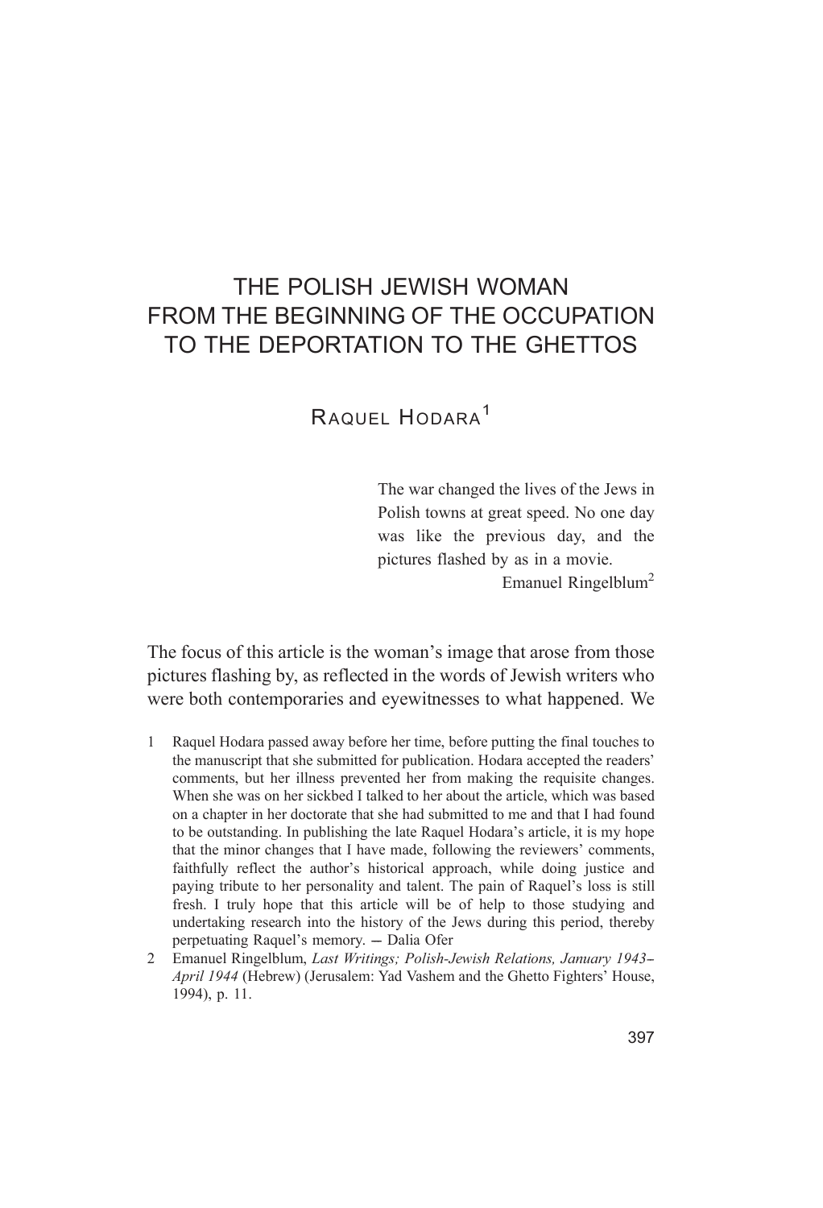# THE POLISH JEWISH WOMAN FROM THE BEGINNING OF THE OCCUPATION TO THE DEPORTATION TO THE GHETTOS

## Raquel Hodara[1]

> The war changed the lives of the Jews in Polish towns at great speed. No one day was like the previous day, and the pictures flashed by as in a movie.
>
> Emanuel Ringelblum[2]

The focus of this article is the woman's image that arose from those pictures flashing by, as reflected in the words of Jewish writers who were both contemporaries and eyewitnesses to what happened. We

---

1 Raquel Hodara passed away before her time, before putting the final touches to the manuscript that she submitted for publication. Hodara accepted the readers' comments, but her illness prevented her from making the requisite changes. When she was on her sickbed I talked to her about the article, which was based on a chapter in her doctorate that she had submitted to me and that I had found to be outstanding. In publishing the late Raquel Hodara's article, it is my hope that the minor changes that I have made, following the reviewers' comments, faithfully reflect the author's historical approach, while doing justice and paying tribute to her personality and talent. The pain of Raquel's loss is still fresh. I truly hope that this article will be of help to those studying and undertaking research into the history of the Jews during this period, thereby perpetuating Raquel's memory. — Dalia Ofer

2 Emanuel Ringelblum, *Last Writings; Polish-Jewish Relations, January 1943–April 1944* (Hebrew) (Jerusalem: Yad Vashem and the Ghetto Fighters' House, 1994), p. 11.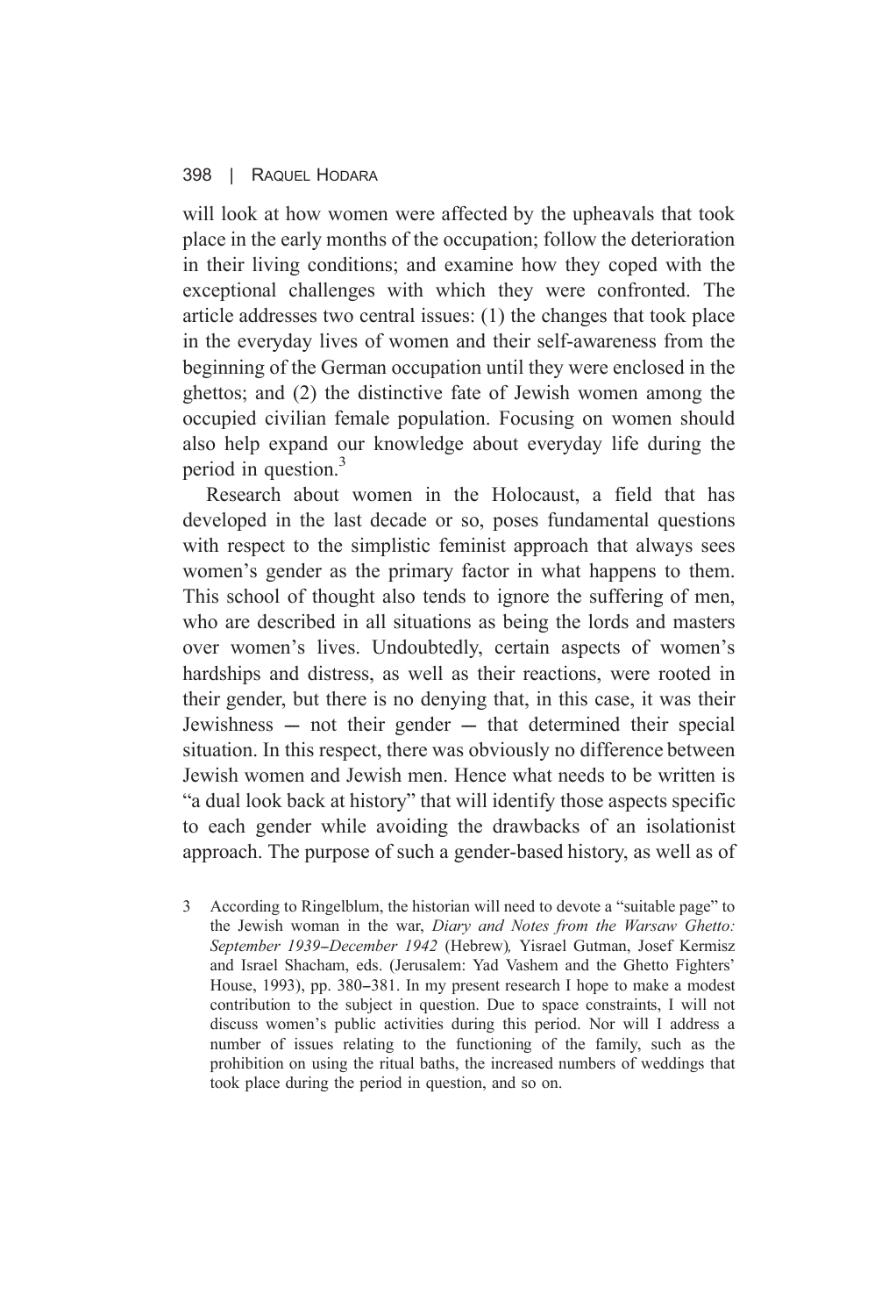will look at how women were affected by the upheavals that took place in the early months of the occupation; follow the deterioration in their living conditions; and examine how they coped with the exceptional challenges with which they were confronted. The article addresses two central issues: (1) the changes that took place in the everyday lives of women and their self-awareness from the beginning of the German occupation until they were enclosed in the ghettos; and (2) the distinctive fate of Jewish women among the occupied civilian female population. Focusing on women should also help expand our knowledge about everyday life during the period in question.[3]

Research about women in the Holocaust, a field that has developed in the last decade or so, poses fundamental questions with respect to the simplistic feminist approach that always sees women's gender as the primary factor in what happens to them. This school of thought also tends to ignore the suffering of men, who are described in all situations as being the lords and masters over women's lives. Undoubtedly, certain aspects of women's hardships and distress, as well as their reactions, were rooted in their gender, but there is no denying that, in this case, it was their Jewishness — not their gender — that determined their special situation. In this respect, there was obviously no difference between Jewish women and Jewish men. Hence what needs to be written is "a dual look back at history" that will identify those aspects specific to each gender while avoiding the drawbacks of an isolationist approach. The purpose of such a gender-based history, as well as of

3 According to Ringelblum, the historian will need to devote a "suitable page" to the Jewish woman in the war, *Diary and Notes from the Warsaw Ghetto: September 1939–December 1942* (Hebrew)*,* Yisrael Gutman, Josef Kermisz and Israel Shacham, eds. (Jerusalem: Yad Vashem and the Ghetto Fighters' House, 1993), pp. 380–381. In my present research I hope to make a modest contribution to the subject in question. Due to space constraints, I will not discuss women's public activities during this period. Nor will I address a number of issues relating to the functioning of the family, such as the prohibition on using the ritual baths, the increased numbers of weddings that took place during the period in question, and so on.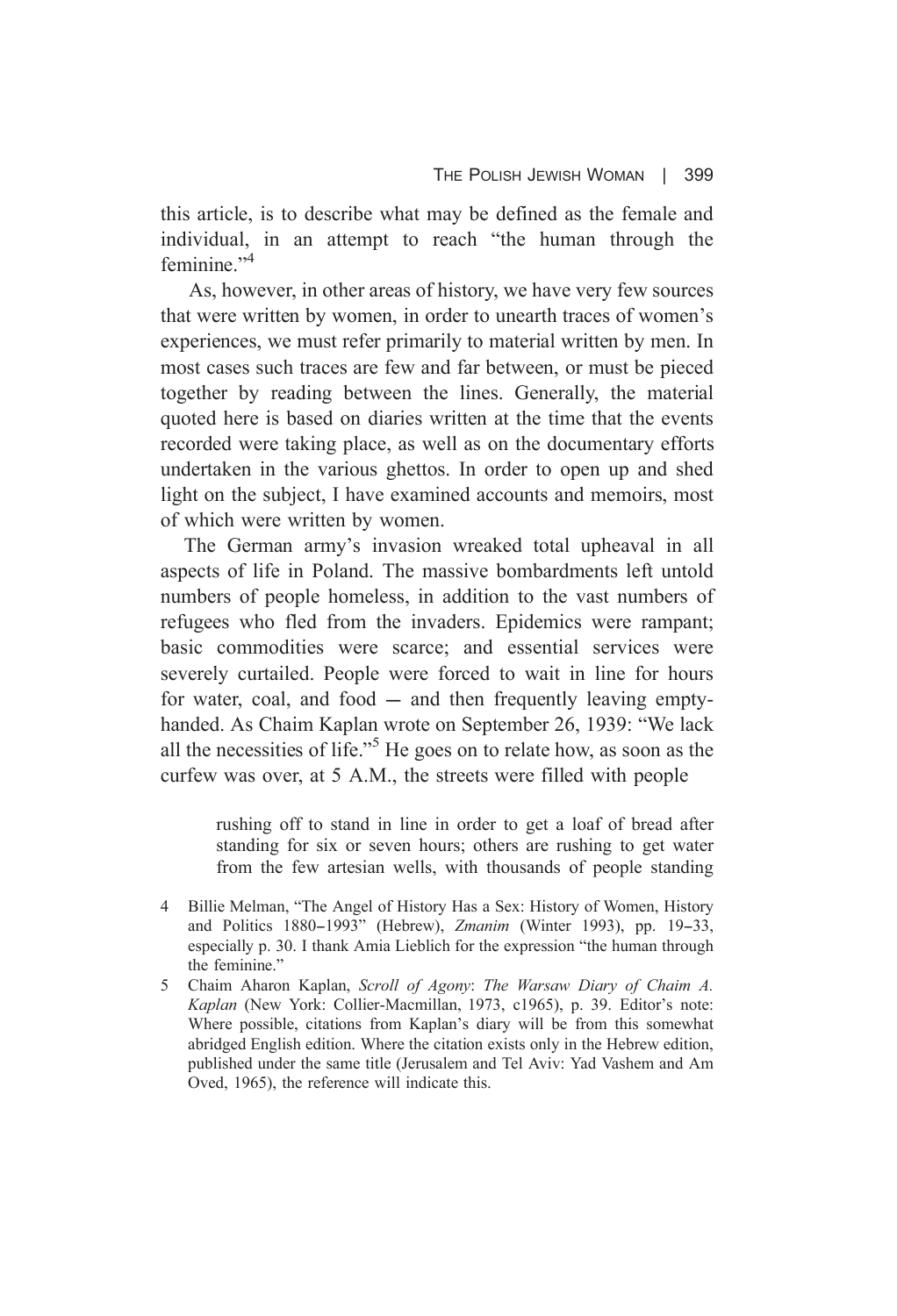this article, is to describe what may be defined as the female and individual, in an attempt to reach "the human through the feminine."[4]

As, however, in other areas of history, we have very few sources that were written by women, in order to unearth traces of women's experiences, we must refer primarily to material written by men. In most cases such traces are few and far between, or must be pieced together by reading between the lines. Generally, the material quoted here is based on diaries written at the time that the events recorded were taking place, as well as on the documentary efforts undertaken in the various ghettos. In order to open up and shed light on the subject, I have examined accounts and memoirs, most of which were written by women.

The German army's invasion wreaked total upheaval in all aspects of life in Poland. The massive bombardments left untold numbers of people homeless, in addition to the vast numbers of refugees who fled from the invaders. Epidemics were rampant; basic commodities were scarce; and essential services were severely curtailed. People were forced to wait in line for hours for water, coal, and food — and then frequently leaving empty-handed. As Chaim Kaplan wrote on September 26, 1939: "We lack all the necessities of life."[5] He goes on to relate how, as soon as the curfew was over, at 5 A.M., the streets were filled with people

> rushing off to stand in line in order to get a loaf of bread after standing for six or seven hours; others are rushing to get water from the few artesian wells, with thousands of people standing

---

4 Billie Melman, "The Angel of History Has a Sex: History of Women, History and Politics 1880–1993" (Hebrew), *Zmanim* (Winter 1993), pp. 19–33, especially p. 30. I thank Amia Lieblich for the expression "the human through the feminine."

5 Chaim Aharon Kaplan, *Scroll of Agony*: *The Warsaw Diary of Chaim A. Kaplan* (New York: Collier-Macmillan, 1973, c1965), p. 39. Editor's note: Where possible, citations from Kaplan's diary will be from this somewhat abridged English edition. Where the citation exists only in the Hebrew edition, published under the same title (Jerusalem and Tel Aviv: Yad Vashem and Am Oved, 1965), the reference will indicate this.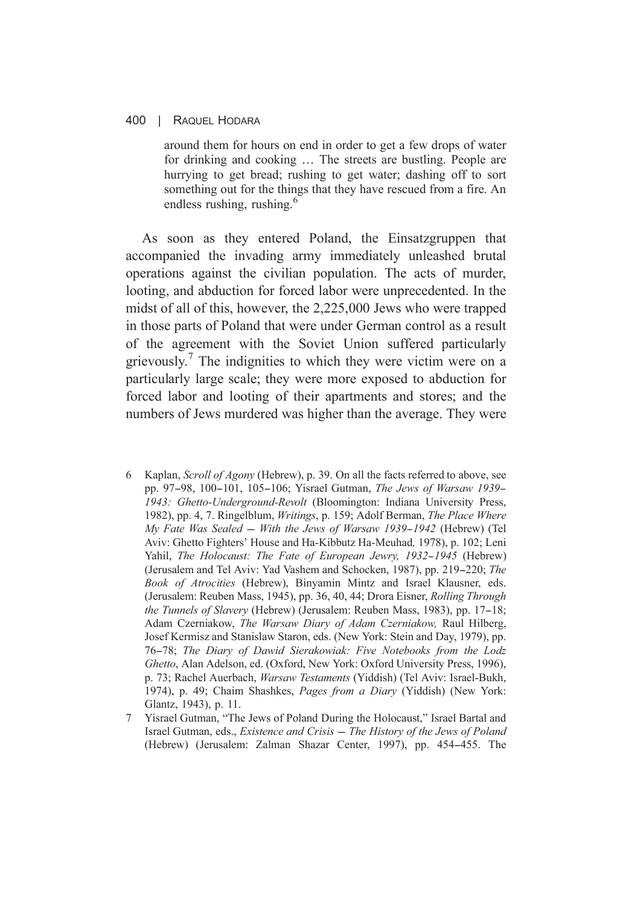> around them for hours on end in order to get a few drops of water for drinking and cooking … The streets are bustling. People are hurrying to get bread; rushing to get water; dashing off to sort something out for the things that they have rescued from a fire. An endless rushing, rushing.[6]

As soon as they entered Poland, the Einsatzgruppen that accompanied the invading army immediately unleashed brutal operations against the civilian population. The acts of murder, looting, and abduction for forced labor were unprecedented. In the midst of all of this, however, the 2,225,000 Jews who were trapped in those parts of Poland that were under German control as a result of the agreement with the Soviet Union suffered particularly grievously.[7] The indignities to which they were victim were on a particularly large scale; they were more exposed to abduction for forced labor and looting of their apartments and stores; and the numbers of Jews murdered was higher than the average. They were

6 Kaplan, *Scroll of Agony* (Hebrew), p. 39. On all the facts referred to above, see pp. 97–98, 100–101, 105–106; Yisrael Gutman, *The Jews of Warsaw 1939–1943: Ghetto-Underground-Revolt* (Bloomington: Indiana University Press, 1982), pp. 4, 7. Ringelblum, *Writings*, p. 159; Adolf Berman, *The Place Where My Fate Was Sealed — With the Jews of Warsaw 1939–1942* (Hebrew) (Tel Aviv: Ghetto Fighters' House and Ha-Kibbutz Ha-Meuhad, 1978), p. 102; Leni Yahil, *The Holocaust: The Fate of European Jewry, 1932–1945* (Hebrew) (Jerusalem and Tel Aviv: Yad Vashem and Schocken, 1987), pp. 219–220; *The Book of Atrocities* (Hebrew), Binyamin Mintz and Israel Klausner, eds. (Jerusalem: Reuben Mass, 1945), pp. 36, 40, 44; Drora Eisner, *Rolling Through the Tunnels of Slavery* (Hebrew) (Jerusalem: Reuben Mass, 1983), pp. 17–18; Adam Czerniakow, *The Warsaw Diary of Adam Czerniakow,* Raul Hilberg, Josef Kermisz and Stanislaw Staron, eds. (New York: Stein and Day, 1979), pp. 76–78; *The Diary of Dawid Sierakowiak: Five Notebooks from the Lodz Ghetto*, Alan Adelson, ed. (Oxford, New York: Oxford University Press, 1996), p. 73; Rachel Auerbach, *Warsaw Testaments* (Yiddish) (Tel Aviv: Israel-Bukh, 1974), p. 49; Chaim Shashkes, *Pages from a Diary* (Yiddish) (New York: Glantz, 1943), p. 11.

7 Yisrael Gutman, "The Jews of Poland During the Holocaust," Israel Bartal and Israel Gutman, eds., *Existence and Crisis — The History of the Jews of Poland* (Hebrew) (Jerusalem: Zalman Shazar Center, 1997), pp. 454–455. The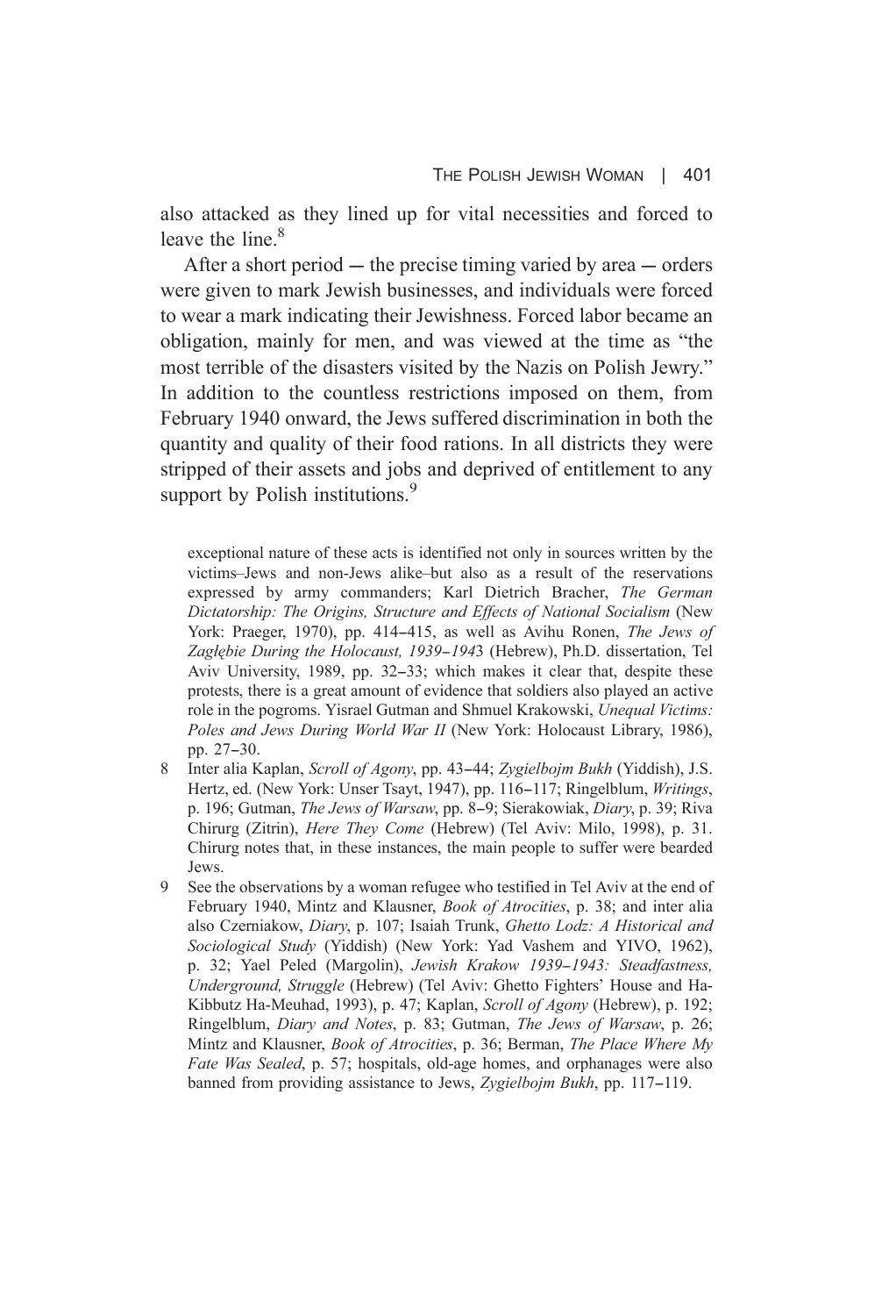also attacked as they lined up for vital necessities and forced to leave the line.[8]

After a short period ― the precise timing varied by area ― orders were given to mark Jewish businesses, and individuals were forced to wear a mark indicating their Jewishness. Forced labor became an obligation, mainly for men, and was viewed at the time as "the most terrible of the disasters visited by the Nazis on Polish Jewry." In addition to the countless restrictions imposed on them, from February 1940 onward, the Jews suffered discrimination in both the quantity and quality of their food rations. In all districts they were stripped of their assets and jobs and deprived of entitlement to any support by Polish institutions.[9]

exceptional nature of these acts is identified not only in sources written by the victims–Jews and non-Jews alike–but also as a result of the reservations expressed by army commanders; Karl Dietrich Bracher, *The German Dictatorship: The Origins, Structure and Effects of National Socialism* (New York: Praeger, 1970), pp. 414–415, as well as Avihu Ronen, *The Jews of Zagłębie During the Holocaust, 1939–1943* (Hebrew), Ph.D. dissertation, Tel Aviv University, 1989, pp. 32–33; which makes it clear that, despite these protests, there is a great amount of evidence that soldiers also played an active role in the pogroms. Yisrael Gutman and Shmuel Krakowski, *Unequal Victims: Poles and Jews During World War II* (New York: Holocaust Library, 1986), pp. 27–30.

8 Inter alia Kaplan, *Scroll of Agony*, pp. 43–44; *Zygielbojm Bukh* (Yiddish), J.S. Hertz, ed. (New York: Unser Tsayt, 1947), pp. 116–117; Ringelblum, *Writings*, p. 196; Gutman, *The Jews of Warsaw*, pp. 8–9; Sierakowiak, *Diary*, p. 39; Riva Chirurg (Zitrin), *Here They Come* (Hebrew) (Tel Aviv: Milo, 1998), p. 31. Chirurg notes that, in these instances, the main people to suffer were bearded Jews.

9 See the observations by a woman refugee who testified in Tel Aviv at the end of February 1940, Mintz and Klausner, *Book of Atrocities*, p. 38; and inter alia also Czerniakow, *Diary*, p. 107; Isaiah Trunk, *Ghetto Lodz: A Historical and Sociological Study* (Yiddish) (New York: Yad Vashem and YIVO, 1962), p. 32; Yael Peled (Margolin), *Jewish Krakow 1939–1943: Steadfastness, Underground, Struggle* (Hebrew) (Tel Aviv: Ghetto Fighters' House and Ha-Kibbutz Ha-Meuhad, 1993), p. 47; Kaplan, *Scroll of Agony* (Hebrew), p. 192; Ringelblum, *Diary and Notes*, p. 83; Gutman, *The Jews of Warsaw*, p. 26; Mintz and Klausner, *Book of Atrocities*, p. 36; Berman, *The Place Where My Fate Was Sealed*, p. 57; hospitals, old-age homes, and orphanages were also banned from providing assistance to Jews, *Zygielbojm Bukh*, pp. 117–119.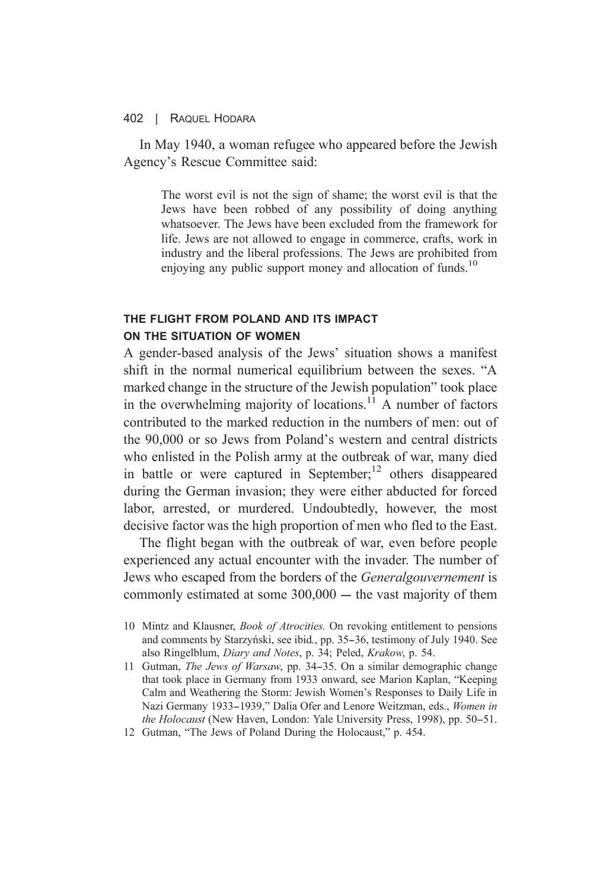In May 1940, a woman refugee who appeared before the Jewish Agency's Rescue Committee said:

> The worst evil is not the sign of shame; the worst evil is that the Jews have been robbed of any possibility of doing anything whatsoever. The Jews have been excluded from the framework for life. Jews are not allowed to engage in commerce, crafts, work in industry and the liberal professions. The Jews are prohibited from enjoying any public support money and allocation of funds.[10]

## THE FLIGHT FROM POLAND AND ITS IMPACT ON THE SITUATION OF WOMEN

A gender-based analysis of the Jews' situation shows a manifest shift in the normal numerical equilibrium between the sexes. "A marked change in the structure of the Jewish population" took place in the overwhelming majority of locations.[11] A number of factors contributed to the marked reduction in the numbers of men: out of the 90,000 or so Jews from Poland's western and central districts who enlisted in the Polish army at the outbreak of war, many died in battle or were captured in September;[12] others disappeared during the German invasion; they were either abducted for forced labor, arrested, or murdered. Undoubtedly, however, the most decisive factor was the high proportion of men who fled to the East.

The flight began with the outbreak of war, even before people experienced any actual encounter with the invader. The number of Jews who escaped from the borders of the *Generalgouvernement* is commonly estimated at some 300,000 — the vast majority of them

10 Mintz and Klausner, *Book of Atrocities.* On revoking entitlement to pensions and comments by Starzyński, see ibid., pp. 35–36, testimony of July 1940. See also Ringelblum, *Diary and Notes*, p. 34; Peled, *Krakow*, p. 54.

11 Gutman, *The Jews of Warsaw*, pp. 34–35. On a similar demographic change that took place in Germany from 1933 onward, see Marion Kaplan, "Keeping Calm and Weathering the Storm: Jewish Women's Responses to Daily Life in Nazi Germany 1933–1939," Dalia Ofer and Lenore Weitzman, eds., *Women in the Holocaust* (New Haven, London: Yale University Press, 1998), pp. 50–51.

12 Gutman, "The Jews of Poland During the Holocaust," p. 454.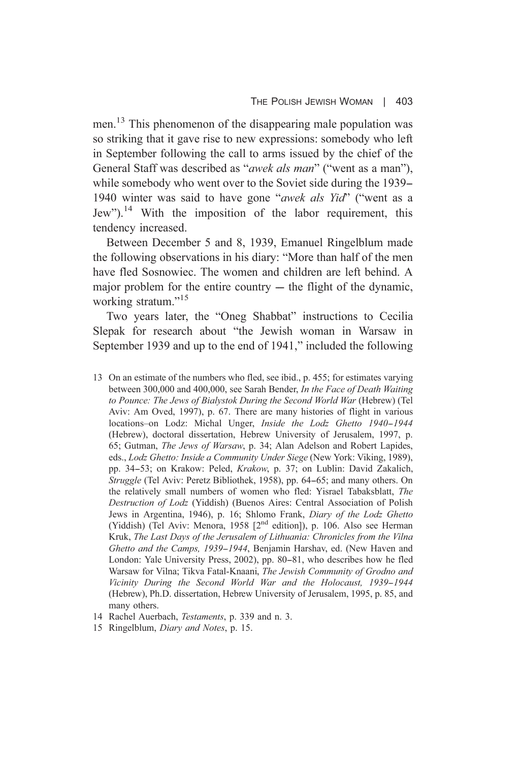men.[13] This phenomenon of the disappearing male population was so striking that it gave rise to new expressions: somebody who left in September following the call to arms issued by the chief of the General Staff was described as "*awek als man*" ("went as a man"), while somebody who went over to the Soviet side during the 1939–1940 winter was said to have gone "*awek als Yid*" ("went as a Jew").[14] With the imposition of the labor requirement, this tendency increased.

Between December 5 and 8, 1939, Emanuel Ringelblum made the following observations in his diary: "More than half of the men have fled Sosnowiec. The women and children are left behind. A major problem for the entire country — the flight of the dynamic, working stratum."[15]

Two years later, the "Oneg Shabbat" instructions to Cecilia Slepak for research about "the Jewish woman in Warsaw in September 1939 and up to the end of 1941," included the following

---

13 On an estimate of the numbers who fled, see ibid., p. 455; for estimates varying between 300,000 and 400,000, see Sarah Bender, *In the Face of Death Waiting to Pounce: The Jews of Bialystok During the Second World War* (Hebrew) (Tel Aviv: Am Oved, 1997), p. 67. There are many histories of flight in various locations–on Lodz: Michal Unger, *Inside the Lodz Ghetto 1940–1944* (Hebrew), doctoral dissertation, Hebrew University of Jerusalem, 1997, p. 65; Gutman, *The Jews of Warsaw*, p. 34; Alan Adelson and Robert Lapides, eds., *Lodz Ghetto: Inside a Community Under Siege* (New York: Viking, 1989), pp. 34–53; on Krakow: Peled, *Krakow*, p. 37; on Lublin: David Zakalich, *Struggle* (Tel Aviv: Peretz Bibliothek, 1958), pp. 64–65; and many others. On the relatively small numbers of women who fled: Yisrael Tabaksblatt, *The Destruction of Lodz* (Yiddish) (Buenos Aires: Central Association of Polish Jews in Argentina, 1946), p. 16; Shlomo Frank, *Diary of the Lodz Ghetto* (Yiddish) (Tel Aviv: Menora, 1958 [2nd edition]), p. 106. Also see Herman Kruk, *The Last Days of the Jerusalem of Lithuania: Chronicles from the Vilna Ghetto and the Camps, 1939–1944*, Benjamin Harshav, ed. (New Haven and London: Yale University Press, 2002), pp. 80–81, who describes how he fled Warsaw for Vilna; Tikva Fatal-Knaani, *The Jewish Community of Grodno and Vicinity During the Second World War and the Holocaust, 1939–1944* (Hebrew), Ph.D. dissertation, Hebrew University of Jerusalem, 1995, p. 85, and many others.

14 Rachel Auerbach, *Testaments*, p. 339 and n. 3.

15 Ringelblum, *Diary and Notes*, p. 15.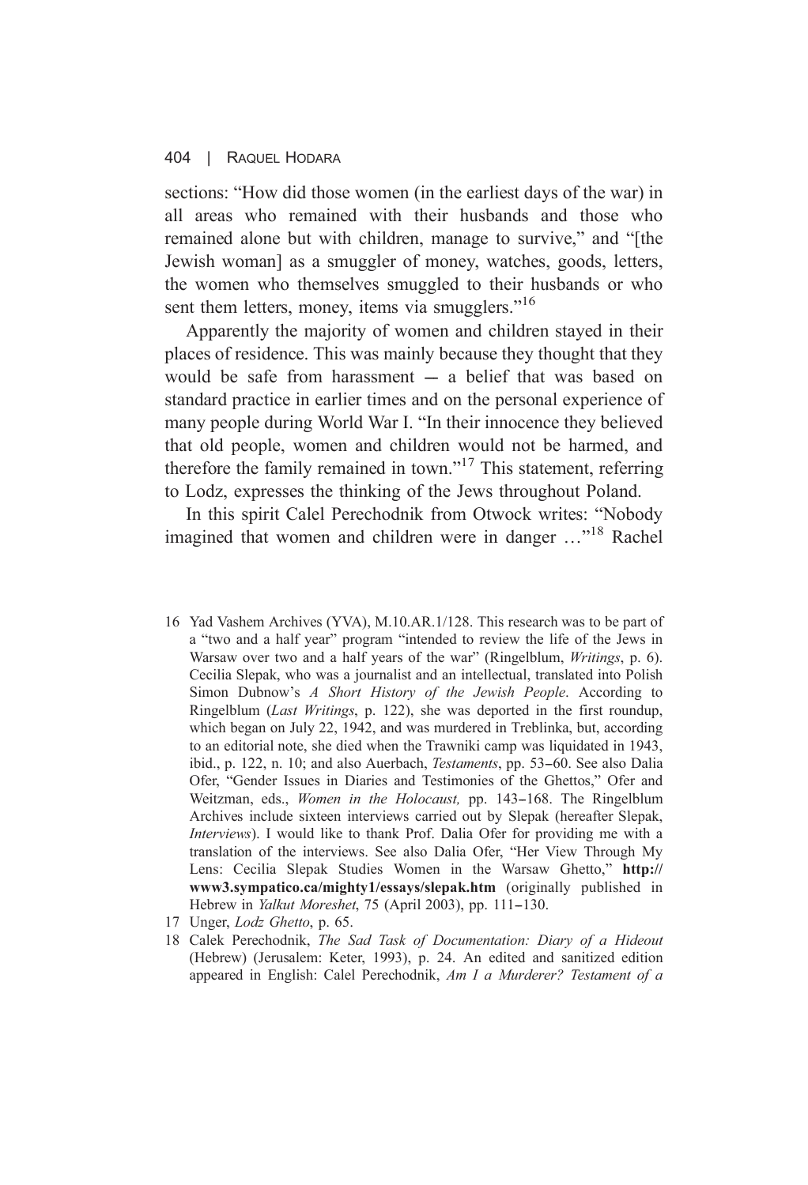sections: "How did those women (in the earliest days of the war) in all areas who remained with their husbands and those who remained alone but with children, manage to survive," and "[the Jewish woman] as a smuggler of money, watches, goods, letters, the women who themselves smuggled to their husbands or who sent them letters, money, items via smugglers."[16]

Apparently the majority of women and children stayed in their places of residence. This was mainly because they thought that they would be safe from harassment — a belief that was based on standard practice in earlier times and on the personal experience of many people during World War I. "In their innocence they believed that old people, women and children would not be harmed, and therefore the family remained in town."[17] This statement, referring to Lodz, expresses the thinking of the Jews throughout Poland.

In this spirit Calel Perechodnik from Otwock writes: "Nobody imagined that women and children were in danger …"[18] Rachel

---

16 Yad Vashem Archives (YVA), M.10.AR.1/128. This research was to be part of a "two and a half year" program "intended to review the life of the Jews in Warsaw over two and a half years of the war" (Ringelblum, *Writings*, p. 6). Cecilia Slepak, who was a journalist and an intellectual, translated into Polish Simon Dubnow's *A Short History of the Jewish People*. According to Ringelblum (*Last Writings*, p. 122), she was deported in the first roundup, which began on July 22, 1942, and was murdered in Treblinka, but, according to an editorial note, she died when the Trawniki camp was liquidated in 1943, ibid., p. 122, n. 10; and also Auerbach, *Testaments*, pp. 53–60. See also Dalia Ofer, "Gender Issues in Diaries and Testimonies of the Ghettos," Ofer and Weitzman, eds., *Women in the Holocaust,* pp. 143–168. The Ringelblum Archives include sixteen interviews carried out by Slepak (hereafter Slepak, *Interviews*). I would like to thank Prof. Dalia Ofer for providing me with a translation of the interviews. See also Dalia Ofer, "Her View Through My Lens: Cecilia Slepak Studies Women in the Warsaw Ghetto," **http://www3.sympatico.ca/mighty1/essays/slepak.htm** (originally published in Hebrew in *Yalkut Moreshet*, 75 (April 2003), pp. 111–130.

17 Unger, *Lodz Ghetto*, p. 65.

18 Calek Perechodnik, *The Sad Task of Documentation: Diary of a Hideout* (Hebrew) (Jerusalem: Keter, 1993), p. 24. An edited and sanitized edition appeared in English: Calel Perechodnik, *Am I a Murderer? Testament of a*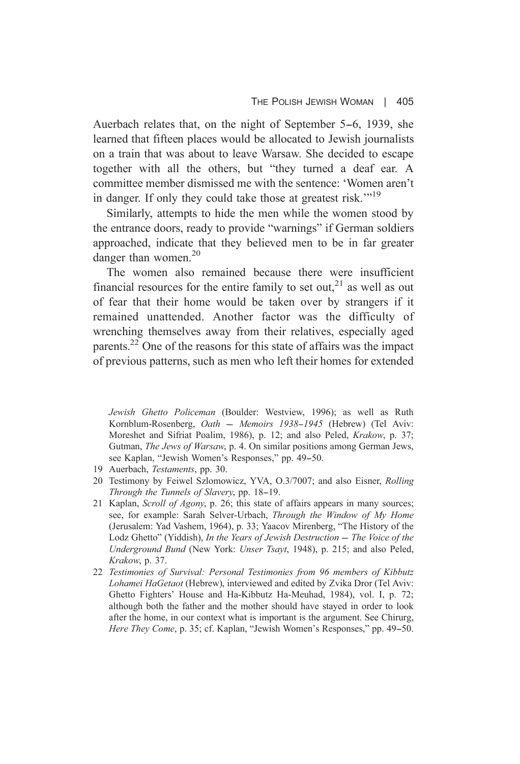Auerbach relates that, on the night of September 5–6, 1939, she learned that fifteen places would be allocated to Jewish journalists on a train that was about to leave Warsaw. She decided to escape together with all the others, but "they turned a deaf ear. A committee member dismissed me with the sentence: 'Women aren't in danger. If only they could take those at greatest risk.'"[19]

Similarly, attempts to hide the men while the women stood by the entrance doors, ready to provide "warnings" if German soldiers approached, indicate that they believed men to be in far greater danger than women.[20]

The women also remained because there were insufficient financial resources for the entire family to set out,[21] as well as out of fear that their home would be taken over by strangers if it remained unattended. Another factor was the difficulty of wrenching themselves away from their relatives, especially aged parents.[22] One of the reasons for this state of affairs was the impact of previous patterns, such as men who left their homes for extended

---

*Jewish Ghetto Policeman* (Boulder: Westview, 1996); as well as Ruth Kornblum-Rosenberg, *Oath — Memoirs 1938–1945* (Hebrew) (Tel Aviv: Moreshet and Sifriat Poalim, 1986), p. 12; and also Peled, *Krakow*, p. 37; Gutman, *The Jews of Warsaw*, p. 4. On similar positions among German Jews, see Kaplan, "Jewish Women's Responses," pp. 49–50.

19 Auerbach, *Testaments*, pp. 30.

20 Testimony by Feiwel Szlomowicz, YVA, O.3/7007; and also Eisner, *Rolling Through the Tunnels of Slavery*, pp. 18–19.

21 Kaplan, *Scroll of Agony*, p. 26; this state of affairs appears in many sources; see, for example: Sarah Selver-Urbach, *Through the Window of My Home* (Jerusalem: Yad Vashem, 1964), p. 33; Yaacov Mirenberg, "The History of the Lodz Ghetto" (Yiddish), *In the Years of Jewish Destruction — The Voice of the Underground Bund* (New York: *Unser Tsayt*, 1948), p. 215; and also Peled, *Krakow*, p. 37.

22 *Testimonies of Survival: Personal Testimonies from 96 members of Kibbutz Lohamei HaGetaot* (Hebrew), interviewed and edited by Zvika Dror (Tel Aviv: Ghetto Fighters' House and Ha-Kibbutz Ha-Meuhad, 1984), vol. I, p. 72; although both the father and the mother should have stayed in order to look after the home, in our context what is important is the argument. See Chirurg, *Here They Come*, p. 35; cf. Kaplan, "Jewish Women's Responses," pp. 49–50.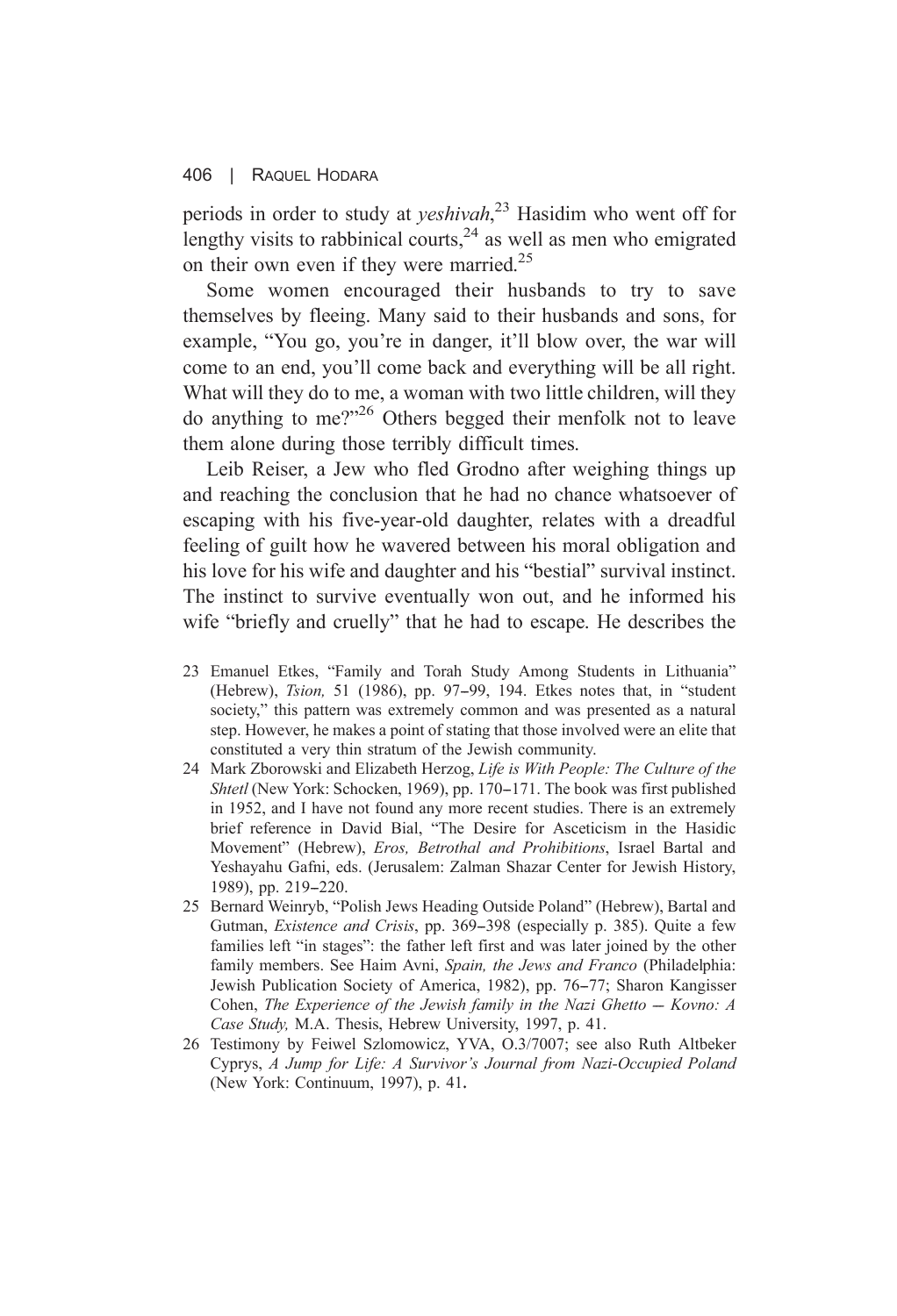periods in order to study at *yeshivah*,[23] Hasidim who went off for lengthy visits to rabbinical courts,[24] as well as men who emigrated on their own even if they were married.[25]

Some women encouraged their husbands to try to save themselves by fleeing. Many said to their husbands and sons, for example, "You go, you're in danger, it'll blow over, the war will come to an end, you'll come back and everything will be all right. What will they do to me, a woman with two little children, will they do anything to me?"[26] Others begged their menfolk not to leave them alone during those terribly difficult times.

Leib Reiser, a Jew who fled Grodno after weighing things up and reaching the conclusion that he had no chance whatsoever of escaping with his five-year-old daughter, relates with a dreadful feeling of guilt how he wavered between his moral obligation and his love for his wife and daughter and his "bestial" survival instinct. The instinct to survive eventually won out, and he informed his wife "briefly and cruelly" that he had to escape. He describes the

23 Emanuel Etkes, "Family and Torah Study Among Students in Lithuania" (Hebrew), *Tsion,* 51 (1986), pp. 97–99, 194. Etkes notes that, in "student society," this pattern was extremely common and was presented as a natural step. However, he makes a point of stating that those involved were an elite that constituted a very thin stratum of the Jewish community.

24 Mark Zborowski and Elizabeth Herzog, *Life is With People: The Culture of the Shtetl* (New York: Schocken, 1969), pp. 170–171. The book was first published in 1952, and I have not found any more recent studies. There is an extremely brief reference in David Bial, "The Desire for Asceticism in the Hasidic Movement" (Hebrew), *Eros, Betrothal and Prohibitions*, Israel Bartal and Yeshayahu Gafni, eds. (Jerusalem: Zalman Shazar Center for Jewish History, 1989), pp. 219–220.

25 Bernard Weinryb, "Polish Jews Heading Outside Poland" (Hebrew), Bartal and Gutman, *Existence and Crisis*, pp. 369–398 (especially p. 385). Quite a few families left "in stages": the father left first and was later joined by the other family members. See Haim Avni, *Spain, the Jews and Franco* (Philadelphia: Jewish Publication Society of America, 1982), pp. 76–77; Sharon Kangisser Cohen, *The Experience of the Jewish family in the Nazi Ghetto — Kovno: A Case Study,* M.A. Thesis, Hebrew University, 1997, p. 41.

26 Testimony by Feiwel Szlomowicz, YVA, O.3/7007; see also Ruth Altbeker Cyprys, *A Jump for Life: A Survivor's Journal from Nazi-Occupied Poland* (New York: Continuum, 1997), p. 41.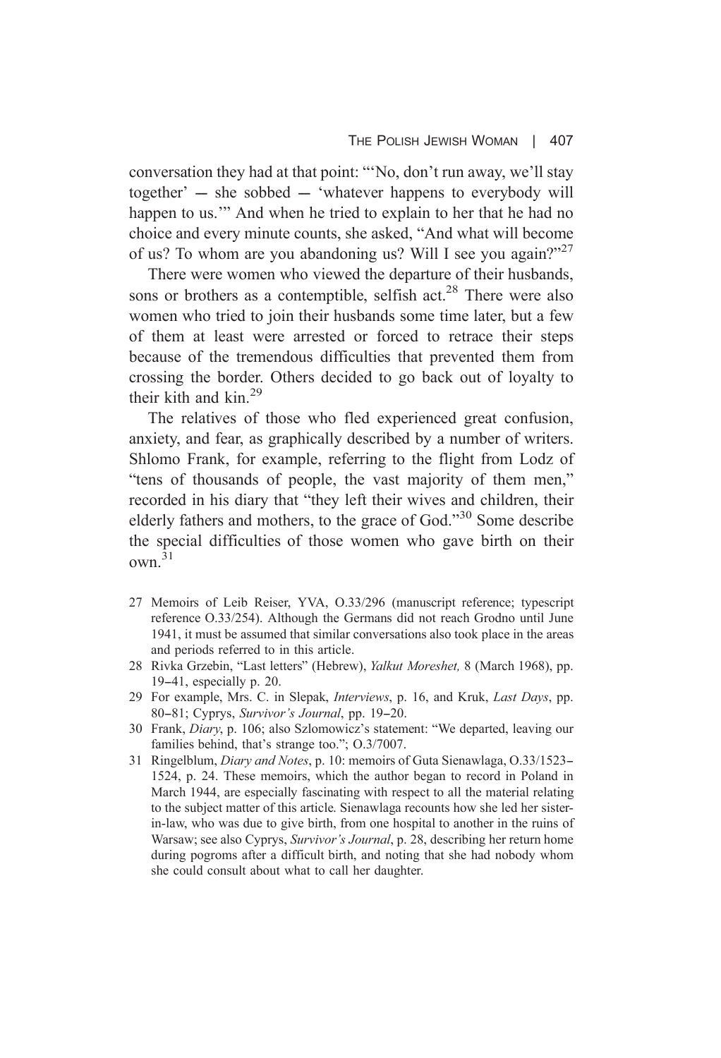conversation they had at that point: "'No, don't run away, we'll stay together' — she sobbed — 'whatever happens to everybody will happen to us.'" And when he tried to explain to her that he had no choice and every minute counts, she asked, "And what will become of us? To whom are you abandoning us? Will I see you again?"[27]

There were women who viewed the departure of their husbands, sons or brothers as a contemptible, selfish act.[28] There were also women who tried to join their husbands some time later, but a few of them at least were arrested or forced to retrace their steps because of the tremendous difficulties that prevented them from crossing the border. Others decided to go back out of loyalty to their kith and kin.[29]

The relatives of those who fled experienced great confusion, anxiety, and fear, as graphically described by a number of writers. Shlomo Frank, for example, referring to the flight from Lodz of "tens of thousands of people, the vast majority of them men," recorded in his diary that "they left their wives and children, their elderly fathers and mothers, to the grace of God."[30] Some describe the special difficulties of those women who gave birth on their own.[31]

27 Memoirs of Leib Reiser, YVA, O.33/296 (manuscript reference; typescript reference O.33/254). Although the Germans did not reach Grodno until June 1941, it must be assumed that similar conversations also took place in the areas and periods referred to in this article.

28 Rivka Grzebin, "Last letters" (Hebrew), *Yalkut Moreshet,* 8 (March 1968), pp. 19–41, especially p. 20.

29 For example, Mrs. C. in Slepak, *Interviews*, p. 16, and Kruk, *Last Days*, pp. 80–81; Cyprys, *Survivor's Journal*, pp. 19–20.

30 Frank, *Diary*, p. 106; also Szlomowicz's statement: "We departed, leaving our families behind, that's strange too."; O.3/7007.

31 Ringelblum, *Diary and Notes*, p. 10: memoirs of Guta Sienawlaga, O.33/1523–1524, p. 24. These memoirs, which the author began to record in Poland in March 1944, are especially fascinating with respect to all the material relating to the subject matter of this article. Sienawlaga recounts how she led her sister-in-law, who was due to give birth, from one hospital to another in the ruins of Warsaw; see also Cyprys, *Survivor's Journal*, p. 28, describing her return home during pogroms after a difficult birth, and noting that she had nobody whom she could consult about what to call her daughter.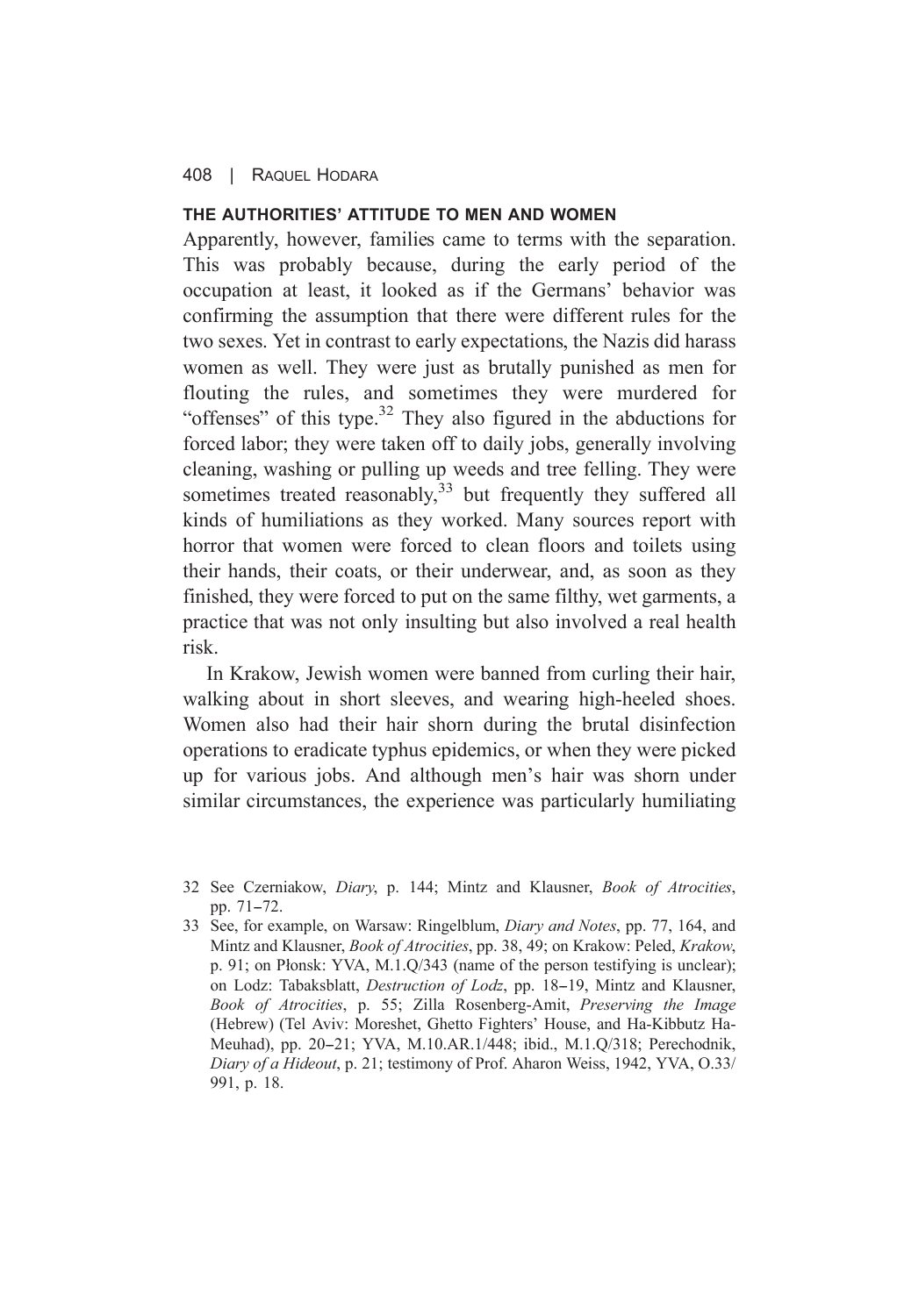### THE AUTHORITIES' ATTITUDE TO MEN AND WOMEN

Apparently, however, families came to terms with the separation. This was probably because, during the early period of the occupation at least, it looked as if the Germans' behavior was confirming the assumption that there were different rules for the two sexes. Yet in contrast to early expectations, the Nazis did harass women as well. They were just as brutally punished as men for flouting the rules, and sometimes they were murdered for "offenses" of this type.[32] They also figured in the abductions for forced labor; they were taken off to daily jobs, generally involving cleaning, washing or pulling up weeds and tree felling. They were sometimes treated reasonably,[33] but frequently they suffered all kinds of humiliations as they worked. Many sources report with horror that women were forced to clean floors and toilets using their hands, their coats, or their underwear, and, as soon as they finished, they were forced to put on the same filthy, wet garments, a practice that was not only insulting but also involved a real health risk.

In Krakow, Jewish women were banned from curling their hair, walking about in short sleeves, and wearing high-heeled shoes. Women also had their hair shorn during the brutal disinfection operations to eradicate typhus epidemics, or when they were picked up for various jobs. And although men's hair was shorn under similar circumstances, the experience was particularly humiliating

32 See Czerniakow, *Diary*, p. 144; Mintz and Klausner, *Book of Atrocities*, pp. 71–72.

33 See, for example, on Warsaw: Ringelblum, *Diary and Notes*, pp. 77, 164, and Mintz and Klausner, *Book of Atrocities*, pp. 38, 49; on Krakow: Peled, *Krakow*, p. 91; on Płonsk: YVA, M.1.Q/343 (name of the person testifying is unclear); on Lodz: Tabaksblatt, *Destruction of Lodz*, pp. 18–19, Mintz and Klausner, *Book of Atrocities*, p. 55; Zilla Rosenberg-Amit, *Preserving the Image* (Hebrew) (Tel Aviv: Moreshet, Ghetto Fighters' House, and Ha-Kibbutz Ha-Meuhad), pp. 20–21; YVA, M.10.AR.1/448; ibid., M.1.Q/318; Perechodnik, *Diary of a Hideout*, p. 21; testimony of Prof. Aharon Weiss, 1942, YVA, O.33/991, p. 18.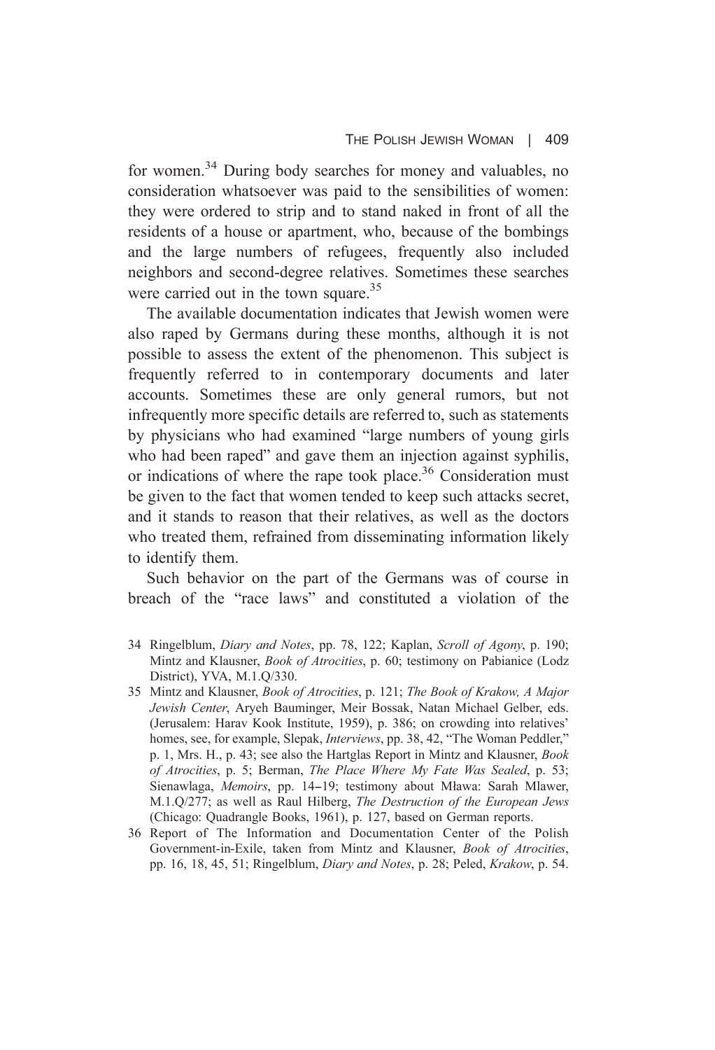for women.[34] During body searches for money and valuables, no consideration whatsoever was paid to the sensibilities of women: they were ordered to strip and to stand naked in front of all the residents of a house or apartment, who, because of the bombings and the large numbers of refugees, frequently also included neighbors and second-degree relatives. Sometimes these searches were carried out in the town square.[35]

The available documentation indicates that Jewish women were also raped by Germans during these months, although it is not possible to assess the extent of the phenomenon. This subject is frequently referred to in contemporary documents and later accounts. Sometimes these are only general rumors, but not infrequently more specific details are referred to, such as statements by physicians who had examined "large numbers of young girls who had been raped" and gave them an injection against syphilis, or indications of where the rape took place.[36] Consideration must be given to the fact that women tended to keep such attacks secret, and it stands to reason that their relatives, as well as the doctors who treated them, refrained from disseminating information likely to identify them.

Such behavior on the part of the Germans was of course in breach of the "race laws" and constituted a violation of the

34 Ringelblum, *Diary and Notes*, pp. 78, 122; Kaplan, *Scroll of Agony*, p. 190; Mintz and Klausner, *Book of Atrocities*, p. 60; testimony on Pabianice (Lodz District), YVA, M.1.Q/330.

35 Mintz and Klausner, *Book of Atrocities*, p. 121; *The Book of Krakow, A Major Jewish Center*, Aryeh Bauminger, Meir Bossak, Natan Michael Gelber, eds. (Jerusalem: Harav Kook Institute, 1959), p. 386; on crowding into relatives' homes, see, for example, Slepak, *Interviews*, pp. 38, 42, "The Woman Peddler," p. 1, Mrs. H., p. 43; see also the Hartglas Report in Mintz and Klausner, *Book of Atrocities*, p. 5; Berman, *The Place Where My Fate Was Sealed*, p. 53; Sienawlaga, *Memoirs*, pp. 14–19; testimony about Mława: Sarah Mlawer, M.1.Q/277; as well as Raul Hilberg, *The Destruction of the European Jews* (Chicago: Quadrangle Books, 1961), p. 127, based on German reports.

36 Report of The Information and Documentation Center of the Polish Government-in-Exile, taken from Mintz and Klausner, *Book of Atrocities*, pp. 16, 18, 45, 51; Ringelblum, *Diary and Notes*, p. 28; Peled, *Krakow*, p. 54.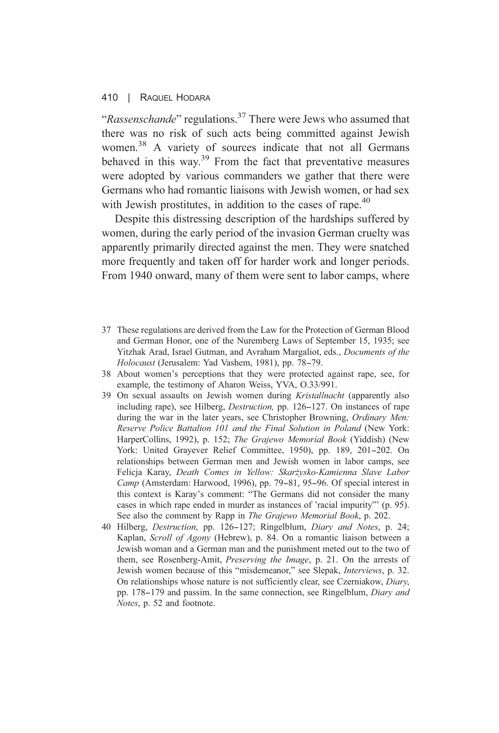"*Rassenschande*" regulations.[37] There were Jews who assumed that there was no risk of such acts being committed against Jewish women.[38] A variety of sources indicate that not all Germans behaved in this way.[39] From the fact that preventative measures were adopted by various commanders we gather that there were Germans who had romantic liaisons with Jewish women, or had sex with Jewish prostitutes, in addition to the cases of rape.[40]

Despite this distressing description of the hardships suffered by women, during the early period of the invasion German cruelty was apparently primarily directed against the men. They were snatched more frequently and taken off for harder work and longer periods. From 1940 onward, many of them were sent to labor camps, where

37 These regulations are derived from the Law for the Protection of German Blood and German Honor, one of the Nuremberg Laws of September 15, 1935; see Yitzhak Arad, Israel Gutman, and Avraham Margaliot, eds., *Documents of the Holocaust* (Jerusalem: Yad Vashem, 1981), pp. 78–79.

38 About women's perceptions that they were protected against rape, see, for example, the testimony of Aharon Weiss, YVA, O.33/991.

39 On sexual assaults on Jewish women during *Kristallnacht* (apparently also including rape), see Hilberg, *Destruction,* pp. 126–127. On instances of rape during the war in the later years, see Christopher Browning, *Ordinary Men: Reserve Police Battalion 101 and the Final Solution in Poland* (New York: HarperCollins, 1992), p. 152; *The Grajewo Memorial Book* (Yiddish) (New York: United Grayever Relief Committee, 1950), pp. 189, 201–202. On relationships between German men and Jewish women in labor camps, see Felicja Karay, *Death Comes in Yellow: Skarżysko-Kamienna Slave Labor Camp* (Amsterdam: Harwood, 1996), pp. 79–81, 95–96. Of special interest in this context is Karay's comment: "The Germans did not consider the many cases in which rape ended in murder as instances of 'racial impurity'" (p. 95). See also the comment by Rapp in *The Grajewo Memorial Book*, p. 202.

40 Hilberg, *Destruction*, pp. 126–127; Ringelblum, *Diary and Notes*, p. 24; Kaplan, *Scroll of Agony* (Hebrew), p. 84. On a romantic liaison between a Jewish woman and a German man and the punishment meted out to the two of them, see Rosenberg-Amit, *Preserving the Image*, p. 21. On the arrests of Jewish women because of this "misdemeanor," see Slepak, *Interviews*, p. 32. On relationships whose nature is not sufficiently clear, see Czerniakow, *Diary*, pp. 178–179 and passim. In the same connection, see Ringelblum, *Diary and Notes*, p. 52 and footnote.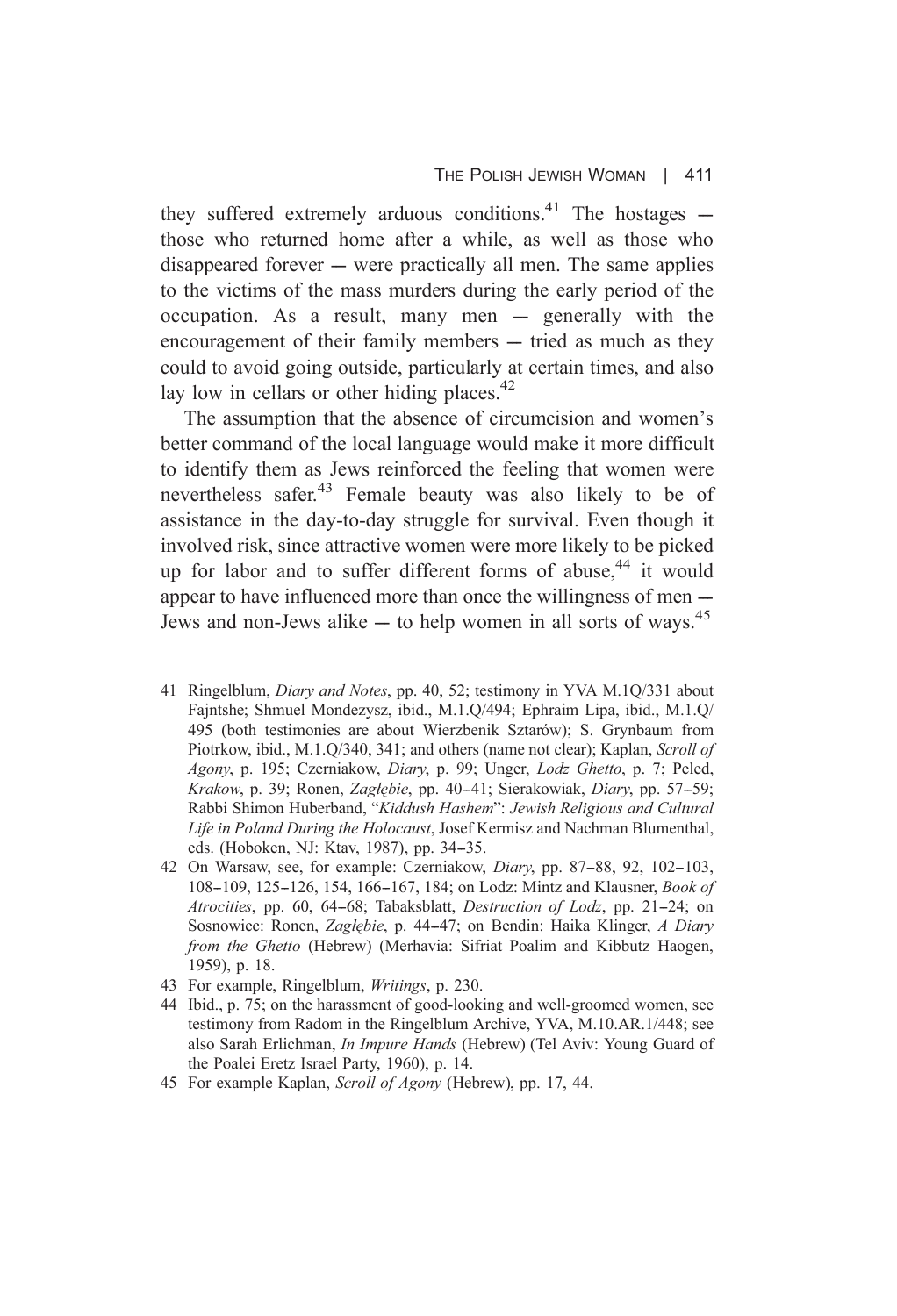they suffered extremely arduous conditions.[41] The hostages — those who returned home after a while, as well as those who disappeared forever — were practically all men. The same applies to the victims of the mass murders during the early period of the occupation. As a result, many men — generally with the encouragement of their family members — tried as much as they could to avoid going outside, particularly at certain times, and also lay low in cellars or other hiding places.[42]

The assumption that the absence of circumcision and women's better command of the local language would make it more difficult to identify them as Jews reinforced the feeling that women were nevertheless safer.[43] Female beauty was also likely to be of assistance in the day-to-day struggle for survival. Even though it involved risk, since attractive women were more likely to be picked up for labor and to suffer different forms of abuse,[44] it would appear to have influenced more than once the willingness of men — Jews and non-Jews alike — to help women in all sorts of ways.[45]

41 Ringelblum, *Diary and Notes*, pp. 40, 52; testimony in YVA M.1Q/331 about Fajntshe; Shmuel Mondezysz, ibid., M.1.Q/494; Ephraim Lipa, ibid., M.1.Q/495 (both testimonies are about Wierzbenik Sztarów); S. Grynbaum from Piotrkow, ibid., M.1.Q/340, 341; and others (name not clear); Kaplan, *Scroll of Agony*, p. 195; Czerniakow, *Diary*, p. 99; Unger, *Lodz Ghetto*, p. 7; Peled, *Krakow*, p. 39; Ronen, *Zagłębie*, pp. 40–41; Sierakowiak, *Diary*, pp. 57–59; Rabbi Shimon Huberband, "*Kiddush Hashem*": *Jewish Religious and Cultural Life in Poland During the Holocaust*, Josef Kermisz and Nachman Blumenthal, eds. (Hoboken, NJ: Ktav, 1987), pp. 34–35.

42 On Warsaw, see, for example: Czerniakow, *Diary*, pp. 87–88, 92, 102–103, 108–109, 125–126, 154, 166–167, 184; on Lodz: Mintz and Klausner, *Book of Atrocities*, pp. 60, 64–68; Tabaksblatt, *Destruction of Lodz*, pp. 21–24; on Sosnowiec: Ronen, *Zagłębie*, p. 44–47; on Bendin: Haika Klinger, *A Diary from the Ghetto* (Hebrew) (Merhavia: Sifriat Poalim and Kibbutz Haogen, 1959), p. 18.

43 For example, Ringelblum, *Writings*, p. 230.

44 Ibid., p. 75; on the harassment of good-looking and well-groomed women, see testimony from Radom in the Ringelblum Archive, YVA, M.10.AR.1/448; see also Sarah Erlichman, *In Impure Hands* (Hebrew) (Tel Aviv: Young Guard of the Poalei Eretz Israel Party, 1960), p. 14.

45 For example Kaplan, *Scroll of Agony* (Hebrew), pp. 17, 44.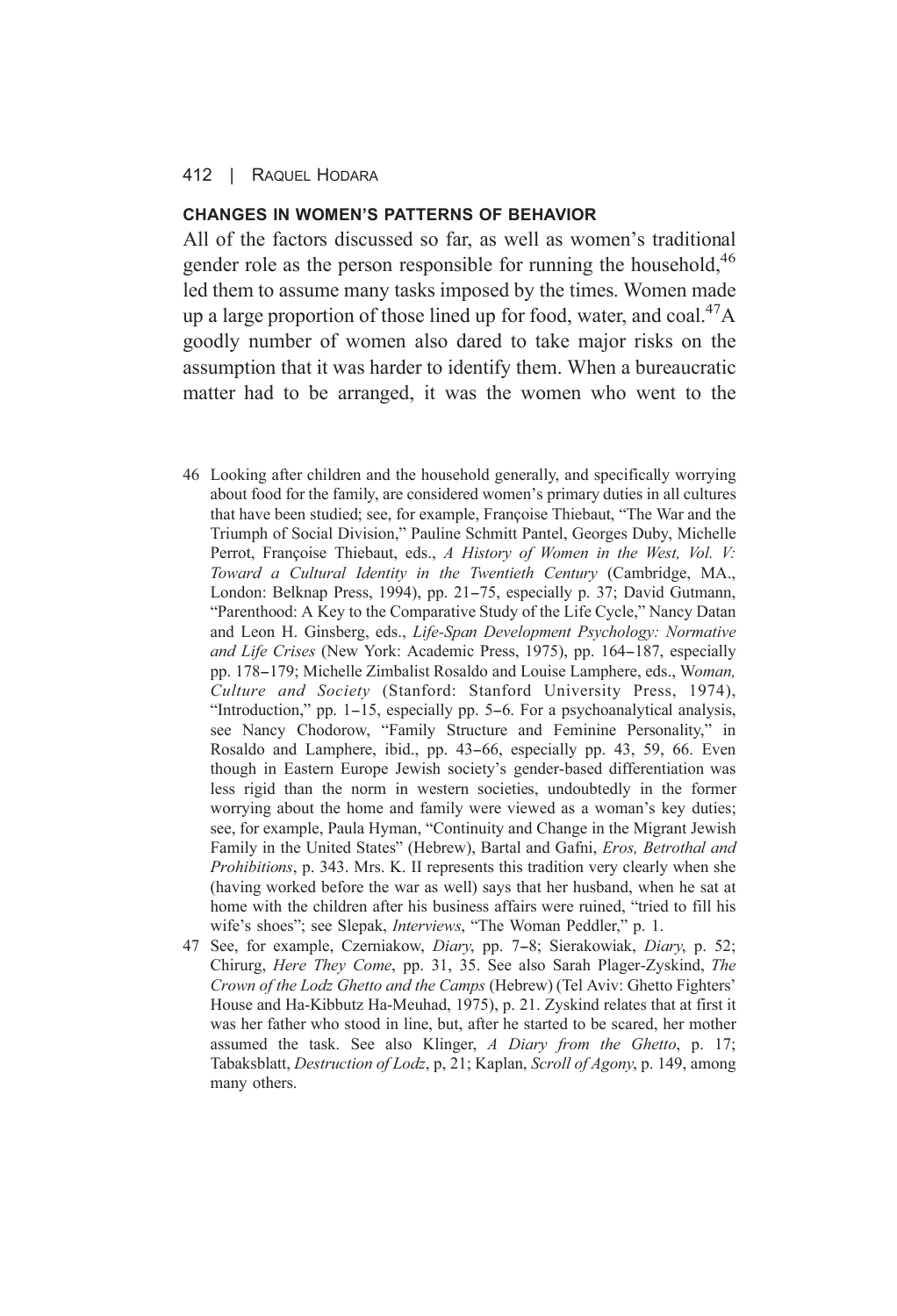## CHANGES IN WOMEN'S PATTERNS OF BEHAVIOR

All of the factors discussed so far, as well as women's traditional gender role as the person responsible for running the household,[46] led them to assume many tasks imposed by the times. Women made up a large proportion of those lined up for food, water, and coal.[47] A goodly number of women also dared to take major risks on the assumption that it was harder to identify them. When a bureaucratic matter had to be arranged, it was the women who went to the

46 Looking after children and the household generally, and specifically worrying about food for the family, are considered women's primary duties in all cultures that have been studied; see, for example, Françoise Thiebaut, "The War and the Triumph of Social Division," Pauline Schmitt Pantel, Georges Duby, Michelle Perrot, Françoise Thiebaut, eds., *A History of Women in the West, Vol. V: Toward a Cultural Identity in the Twentieth Century* (Cambridge, MA., London: Belknap Press, 1994), pp. 21–75, especially p. 37; David Gutmann, "Parenthood: A Key to the Comparative Study of the Life Cycle," Nancy Datan and Leon H. Ginsberg, eds., *Life-Span Development Psychology: Normative and Life Crises* (New York: Academic Press, 1975), pp. 164–187, especially pp. 178–179; Michelle Zimbalist Rosaldo and Louise Lamphere, eds., *Woman, Culture and Society* (Stanford: Stanford University Press, 1974), "Introduction," pp. 1–15, especially pp. 5–6. For a psychoanalytical analysis, see Nancy Chodorow, "Family Structure and Feminine Personality," in Rosaldo and Lamphere, ibid., pp. 43–66, especially pp. 43, 59, 66. Even though in Eastern Europe Jewish society's gender-based differentiation was less rigid than the norm in western societies, undoubtedly in the former worrying about the home and family were viewed as a woman's key duties; see, for example, Paula Hyman, "Continuity and Change in the Migrant Jewish Family in the United States" (Hebrew), Bartal and Gafni, *Eros, Betrothal and Prohibitions*, p. 343. Mrs. K. II represents this tradition very clearly when she (having worked before the war as well) says that her husband, when he sat at home with the children after his business affairs were ruined, "tried to fill his wife's shoes"; see Slepak, *Interviews*, "The Woman Peddler," p. 1.

47 See, for example, Czerniakow, *Diary*, pp. 7–8; Sierakowiak, *Diary*, p. 52; Chirurg, *Here They Come*, pp. 31, 35. See also Sarah Plager-Zyskind, *The Crown of the Lodz Ghetto and the Camps* (Hebrew) (Tel Aviv: Ghetto Fighters' House and Ha-Kibbutz Ha-Meuhad, 1975), p. 21. Zyskind relates that at first it was her father who stood in line, but, after he started to be scared, her mother assumed the task. See also Klinger, *A Diary from the Ghetto*, p. 17; Tabaksblatt, *Destruction of Lodz*, p, 21; Kaplan, *Scroll of Agony*, p. 149, among many others.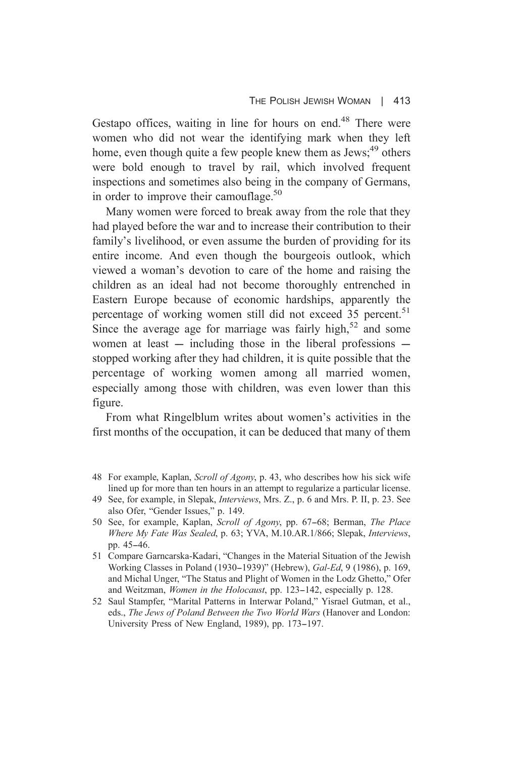Gestapo offices, waiting in line for hours on end.[48] There were women who did not wear the identifying mark when they left home, even though quite a few people knew them as Jews;[49] others were bold enough to travel by rail, which involved frequent inspections and sometimes also being in the company of Germans, in order to improve their camouflage.[50]

Many women were forced to break away from the role that they had played before the war and to increase their contribution to their family's livelihood, or even assume the burden of providing for its entire income. And even though the bourgeois outlook, which viewed a woman's devotion to care of the home and raising the children as an ideal had not become thoroughly entrenched in Eastern Europe because of economic hardships, apparently the percentage of working women still did not exceed 35 percent.[51] Since the average age for marriage was fairly high,[52] and some women at least — including those in the liberal professions — stopped working after they had children, it is quite possible that the percentage of working women among all married women, especially among those with children, was even lower than this figure.

From what Ringelblum writes about women's activities in the first months of the occupation, it can be deduced that many of them

48 For example, Kaplan, *Scroll of Agony*, p. 43, who describes how his sick wife lined up for more than ten hours in an attempt to regularize a particular license.

49 See, for example, in Slepak, *Interviews*, Mrs. Z., p. 6 and Mrs. P. II, p. 23. See also Ofer, "Gender Issues," p. 149.

50 See, for example, Kaplan, *Scroll of Agony*, pp. 67–68; Berman, *The Place Where My Fate Was Sealed*, p. 63; YVA, M.10.AR.1/866; Slepak, *Interviews*, pp. 45–46.

51 Compare Garncarska-Kadari, "Changes in the Material Situation of the Jewish Working Classes in Poland (1930–1939)" (Hebrew), *Gal-Ed*, 9 (1986), p. 169, and Michal Unger, "The Status and Plight of Women in the Lodz Ghetto," Ofer and Weitzman, *Women in the Holocaust*, pp. 123–142, especially p. 128.

52 Saul Stampfer, "Marital Patterns in Interwar Poland," Yisrael Gutman, et al., eds., *The Jews of Poland Between the Two World Wars* (Hanover and London: University Press of New England, 1989), pp. 173–197.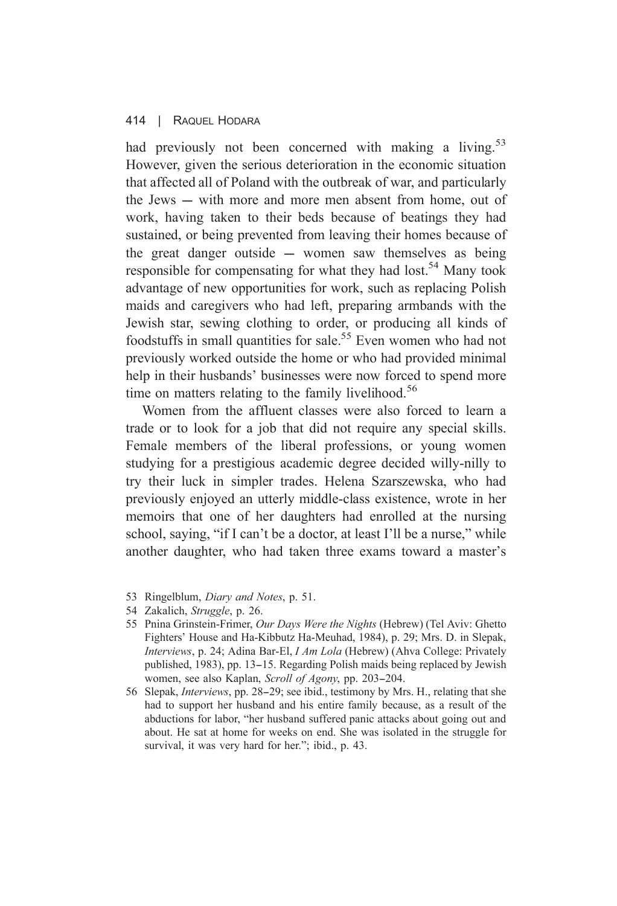had previously not been concerned with making a living.[53] However, given the serious deterioration in the economic situation that affected all of Poland with the outbreak of war, and particularly the Jews — with more and more men absent from home, out of work, having taken to their beds because of beatings they had sustained, or being prevented from leaving their homes because of the great danger outside — women saw themselves as being responsible for compensating for what they had lost.[54] Many took advantage of new opportunities for work, such as replacing Polish maids and caregivers who had left, preparing armbands with the Jewish star, sewing clothing to order, or producing all kinds of foodstuffs in small quantities for sale.[55] Even women who had not previously worked outside the home or who had provided minimal help in their husbands' businesses were now forced to spend more time on matters relating to the family livelihood.[56]

Women from the affluent classes were also forced to learn a trade or to look for a job that did not require any special skills. Female members of the liberal professions, or young women studying for a prestigious academic degree decided willy-nilly to try their luck in simpler trades. Helena Szarszewska, who had previously enjoyed an utterly middle-class existence, wrote in her memoirs that one of her daughters had enrolled at the nursing school, saying, "if I can't be a doctor, at least I'll be a nurse," while another daughter, who had taken three exams toward a master's

53 Ringelblum, *Diary and Notes*, p. 51.

54 Zakalich, *Struggle*, p. 26.

55 Pnina Grinstein-Frimer, *Our Days Were the Nights* (Hebrew) (Tel Aviv: Ghetto Fighters' House and Ha-Kibbutz Ha-Meuhad, 1984), p. 29; Mrs. D. in Slepak, *Interviews*, p. 24; Adina Bar-El, *I Am Lola* (Hebrew) (Ahva College: Privately published, 1983), pp. 13–15. Regarding Polish maids being replaced by Jewish women, see also Kaplan, *Scroll of Agony*, pp. 203–204.

56 Slepak, *Interviews*, pp. 28–29; see ibid., testimony by Mrs. H., relating that she had to support her husband and his entire family because, as a result of the abductions for labor, "her husband suffered panic attacks about going out and about. He sat at home for weeks on end. She was isolated in the struggle for survival, it was very hard for her."; ibid., p. 43.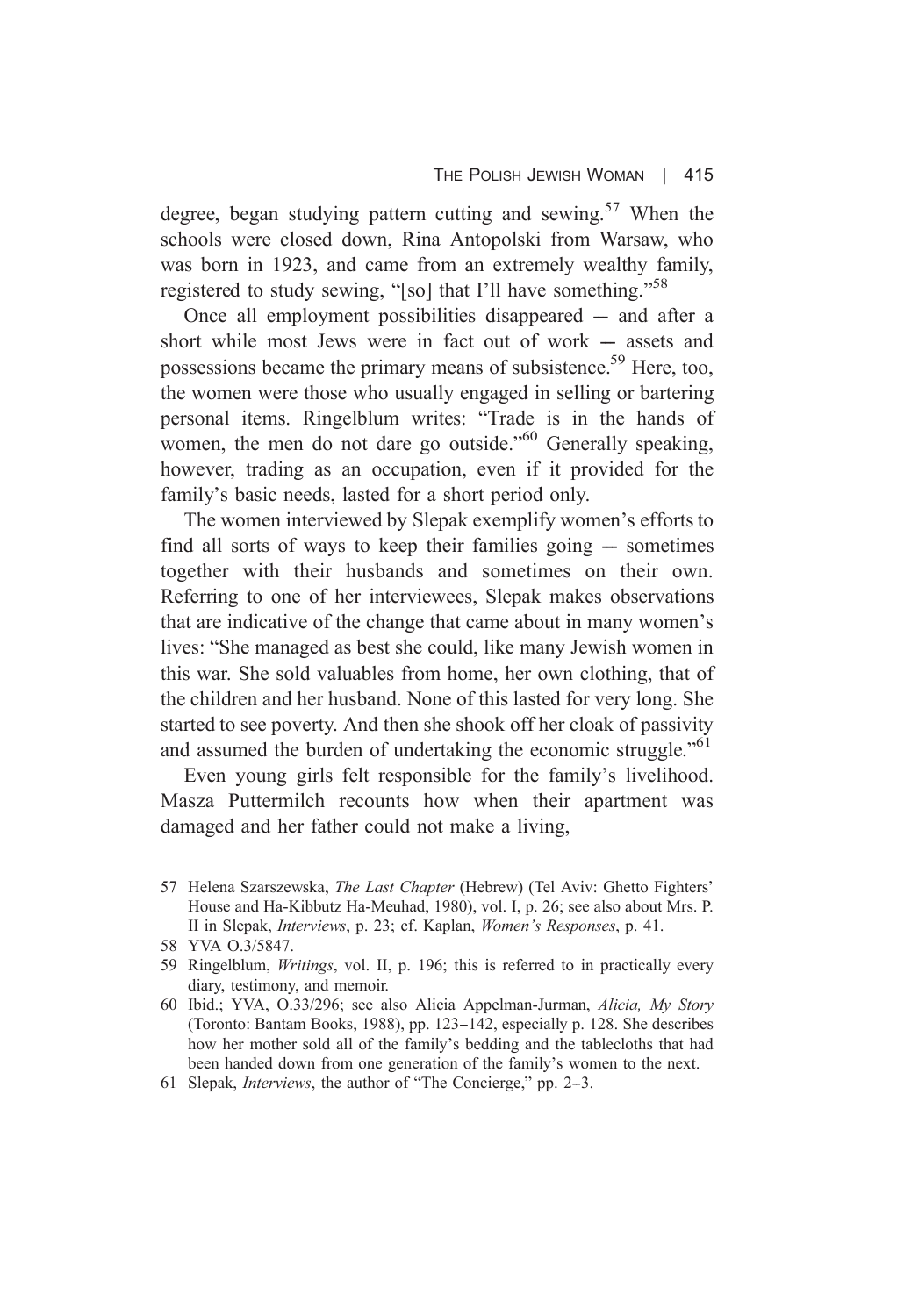degree, began studying pattern cutting and sewing.[57] When the schools were closed down, Rina Antopolski from Warsaw, who was born in 1923, and came from an extremely wealthy family, registered to study sewing, "[so] that I'll have something."[58]

Once all employment possibilities disappeared — and after a short while most Jews were in fact out of work — assets and possessions became the primary means of subsistence.[59] Here, too, the women were those who usually engaged in selling or bartering personal items. Ringelblum writes: "Trade is in the hands of women, the men do not dare go outside."[60] Generally speaking, however, trading as an occupation, even if it provided for the family's basic needs, lasted for a short period only.

The women interviewed by Slepak exemplify women's efforts to find all sorts of ways to keep their families going — sometimes together with their husbands and sometimes on their own. Referring to one of her interviewees, Slepak makes observations that are indicative of the change that came about in many women's lives: "She managed as best she could, like many Jewish women in this war. She sold valuables from home, her own clothing, that of the children and her husband. None of this lasted for very long. She started to see poverty. And then she shook off her cloak of passivity and assumed the burden of undertaking the economic struggle."[61]

Even young girls felt responsible for the family's livelihood. Masza Puttermilch recounts how when their apartment was damaged and her father could not make a living,

57 Helena Szarszewska, *The Last Chapter* (Hebrew) (Tel Aviv: Ghetto Fighters' House and Ha-Kibbutz Ha-Meuhad, 1980), vol. I, p. 26; see also about Mrs. P. II in Slepak, *Interviews*, p. 23; cf. Kaplan, *Women's Responses*, p. 41.

58 YVA O.3/5847.

59 Ringelblum, *Writings*, vol. II, p. 196; this is referred to in practically every diary, testimony, and memoir.

60 Ibid.; YVA, O.33/296; see also Alicia Appelman-Jurman, *Alicia, My Story* (Toronto: Bantam Books, 1988), pp. 123–142, especially p. 128. She describes how her mother sold all of the family's bedding and the tablecloths that had been handed down from one generation of the family's women to the next.

61 Slepak, *Interviews*, the author of "The Concierge," pp. 2–3.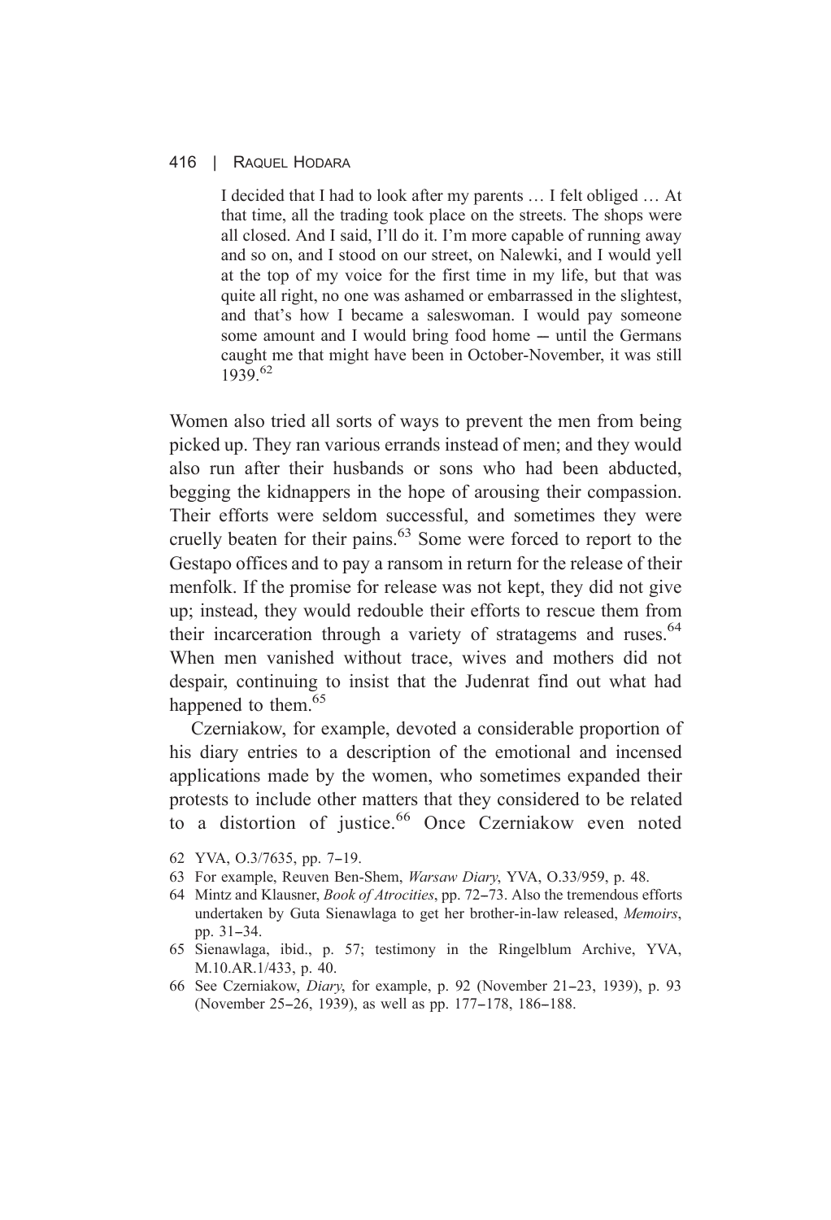> I decided that I had to look after my parents … I felt obliged … At that time, all the trading took place on the streets. The shops were all closed. And I said, I'll do it. I'm more capable of running away and so on, and I stood on our street, on Nalewki, and I would yell at the top of my voice for the first time in my life, but that was quite all right, no one was ashamed or embarrassed in the slightest, and that's how I became a saleswoman. I would pay someone some amount and I would bring food home — until the Germans caught me that might have been in October-November, it was still 1939.[62]

Women also tried all sorts of ways to prevent the men from being picked up. They ran various errands instead of men; and they would also run after their husbands or sons who had been abducted, begging the kidnappers in the hope of arousing their compassion. Their efforts were seldom successful, and sometimes they were cruelly beaten for their pains.[63] Some were forced to report to the Gestapo offices and to pay a ransom in return for the release of their menfolk. If the promise for release was not kept, they did not give up; instead, they would redouble their efforts to rescue them from their incarceration through a variety of stratagems and ruses.[64] When men vanished without trace, wives and mothers did not despair, continuing to insist that the Judenrat find out what had happened to them.[65]

Czerniakow, for example, devoted a considerable proportion of his diary entries to a description of the emotional and incensed applications made by the women, who sometimes expanded their protests to include other matters that they considered to be related to a distortion of justice.[66] Once Czerniakow even noted

62 YVA, O.3/7635, pp. 7–19.

63 For example, Reuven Ben-Shem, *Warsaw Diary*, YVA, O.33/959, p. 48.

64 Mintz and Klausner, *Book of Atrocities*, pp. 72–73. Also the tremendous efforts undertaken by Guta Sienawlaga to get her brother-in-law released, *Memoirs*, pp. 31–34.

65 Sienawlaga, ibid., p. 57; testimony in the Ringelblum Archive, YVA, M.10.AR.1/433, p. 40.

66 See Czerniakow, *Diary*, for example, p. 92 (November 21–23, 1939), p. 93 (November 25–26, 1939), as well as pp. 177–178, 186–188.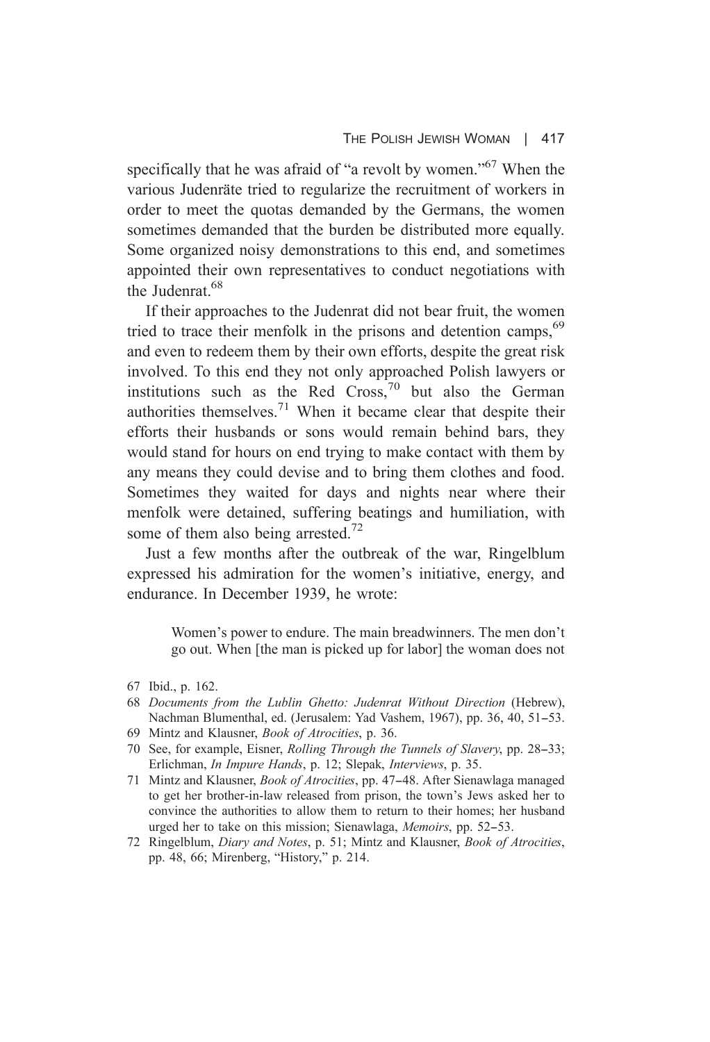specifically that he was afraid of "a revolt by women."[67] When the various Judenräte tried to regularize the recruitment of workers in order to meet the quotas demanded by the Germans, the women sometimes demanded that the burden be distributed more equally. Some organized noisy demonstrations to this end, and sometimes appointed their own representatives to conduct negotiations with the Judenrat.[68]

If their approaches to the Judenrat did not bear fruit, the women tried to trace their menfolk in the prisons and detention camps,[69] and even to redeem them by their own efforts, despite the great risk involved. To this end they not only approached Polish lawyers or institutions such as the Red Cross,[70] but also the German authorities themselves.[71] When it became clear that despite their efforts their husbands or sons would remain behind bars, they would stand for hours on end trying to make contact with them by any means they could devise and to bring them clothes and food. Sometimes they waited for days and nights near where their menfolk were detained, suffering beatings and humiliation, with some of them also being arrested.[72]

Just a few months after the outbreak of the war, Ringelblum expressed his admiration for the women's initiative, energy, and endurance. In December 1939, he wrote:

> Women's power to endure. The main breadwinners. The men don't go out. When [the man is picked up for labor] the woman does not

67 Ibid., p. 162.

68 *Documents from the Lublin Ghetto: Judenrat Without Direction* (Hebrew), Nachman Blumenthal, ed. (Jerusalem: Yad Vashem, 1967), pp. 36, 40, 51–53.

69 Mintz and Klausner, *Book of Atrocities*, p. 36.

70 See, for example, Eisner, *Rolling Through the Tunnels of Slavery*, pp. 28–33; Erlichman, *In Impure Hands*, p. 12; Slepak, *Interviews*, p. 35.

71 Mintz and Klausner, *Book of Atrocities*, pp. 47–48. After Sienawlaga managed to get her brother-in-law released from prison, the town's Jews asked her to convince the authorities to allow them to return to their homes; her husband urged her to take on this mission; Sienawlaga, *Memoirs*, pp. 52–53.

72 Ringelblum, *Diary and Notes*, p. 51; Mintz and Klausner, *Book of Atrocities*, pp. 48, 66; Mirenberg, "History," p. 214.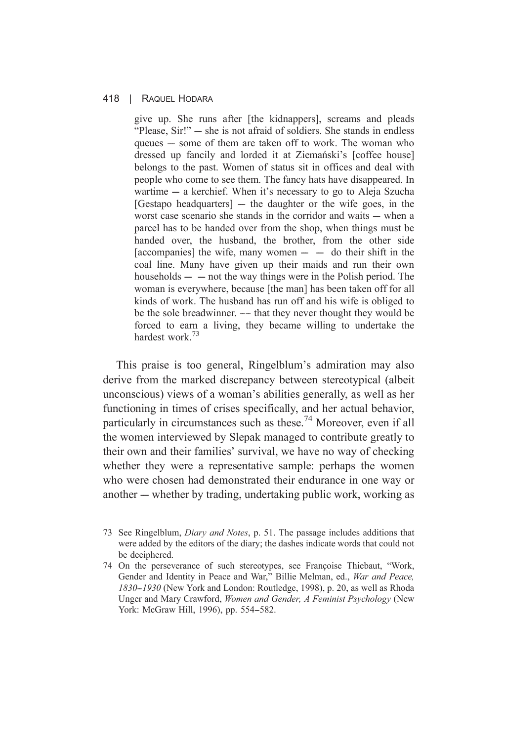> give up. She runs after [the kidnappers], screams and pleads "Please, Sir!" ― she is not afraid of soldiers. She stands in endless queues ― some of them are taken off to work. The woman who dressed up fancily and lorded it at Ziemański's [coffee house] belongs to the past. Women of status sit in offices and deal with people who come to see them. The fancy hats have disappeared. In wartime ― a kerchief. When it's necessary to go to Aleja Szucha [Gestapo headquarters] ― the daughter or the wife goes, in the worst case scenario she stands in the corridor and waits ― when a parcel has to be handed over from the shop, when things must be handed over, the husband, the brother, from the other side [accompanies] the wife, many women ― ― do their shift in the coal line. Many have given up their maids and run their own households ― ― not the way things were in the Polish period. The woman is everywhere, because [the man] has been taken off for all kinds of work. The husband has run off and his wife is obliged to be the sole breadwinner. –– that they never thought they would be forced to earn a living, they became willing to undertake the hardest work.[73]

This praise is too general, Ringelblum's admiration may also derive from the marked discrepancy between stereotypical (albeit unconscious) views of a woman's abilities generally, as well as her functioning in times of crises specifically, and her actual behavior, particularly in circumstances such as these.[74] Moreover, even if all the women interviewed by Slepak managed to contribute greatly to their own and their families' survival, we have no way of checking whether they were a representative sample: perhaps the women who were chosen had demonstrated their endurance in one way or another ― whether by trading, undertaking public work, working as

73 See Ringelblum, *Diary and Notes*, p. 51. The passage includes additions that were added by the editors of the diary; the dashes indicate words that could not be deciphered.

74 On the perseverance of such stereotypes, see Françoise Thiebaut, "Work, Gender and Identity in Peace and War," Billie Melman, ed., *War and Peace, 1830–1930* (New York and London: Routledge, 1998), p. 20, as well as Rhoda Unger and Mary Crawford, *Women and Gender, A Feminist Psychology* (New York: McGraw Hill, 1996), pp. 554–582.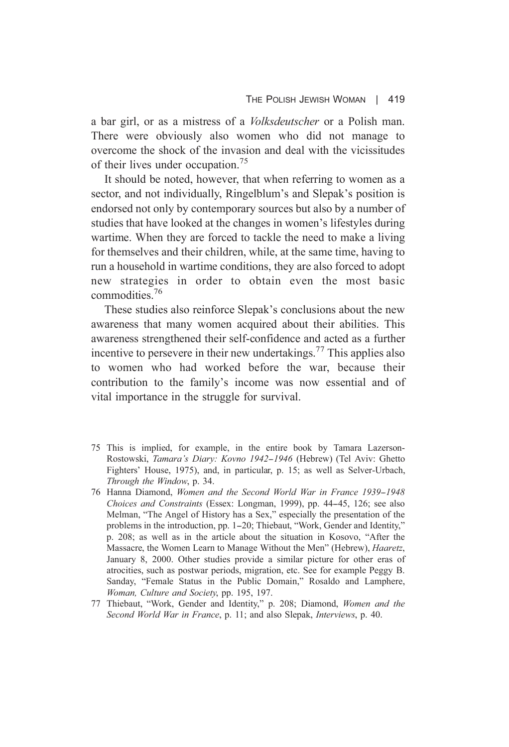a bar girl, or as a mistress of a *Volksdeutscher* or a Polish man. There were obviously also women who did not manage to overcome the shock of the invasion and deal with the vicissitudes of their lives under occupation.[75]

It should be noted, however, that when referring to women as a sector, and not individually, Ringelblum's and Slepak's position is endorsed not only by contemporary sources but also by a number of studies that have looked at the changes in women's lifestyles during wartime. When they are forced to tackle the need to make a living for themselves and their children, while, at the same time, having to run a household in wartime conditions, they are also forced to adopt new strategies in order to obtain even the most basic commodities.[76]

These studies also reinforce Slepak's conclusions about the new awareness that many women acquired about their abilities. This awareness strengthened their self-confidence and acted as a further incentive to persevere in their new undertakings.[77] This applies also to women who had worked before the war, because their contribution to the family's income was now essential and of vital importance in the struggle for survival.

75 This is implied, for example, in the entire book by Tamara Lazerson-Rostowski, *Tamara's Diary: Kovno 1942–1946* (Hebrew) (Tel Aviv: Ghetto Fighters' House, 1975), and, in particular, p. 15; as well as Selver-Urbach, *Through the Window*, p. 34.

76 Hanna Diamond, *Women and the Second World War in France 1939–1948 Choices and Constraints* (Essex: Longman, 1999), pp. 44–45, 126; see also Melman, "The Angel of History has a Sex," especially the presentation of the problems in the introduction, pp. 1–20; Thiebaut, "Work, Gender and Identity," p. 208; as well as in the article about the situation in Kosovo, "After the Massacre, the Women Learn to Manage Without the Men" (Hebrew), *Haaretz*, January 8, 2000. Other studies provide a similar picture for other eras of atrocities, such as postwar periods, migration, etc. See for example Peggy B. Sanday, "Female Status in the Public Domain," Rosaldo and Lamphere, *Woman, Culture and Society*, pp. 195, 197.

77 Thiebaut, "Work, Gender and Identity," p. 208; Diamond, *Women and the Second World War in France*, p. 11; and also Slepak, *Interviews*, p. 40.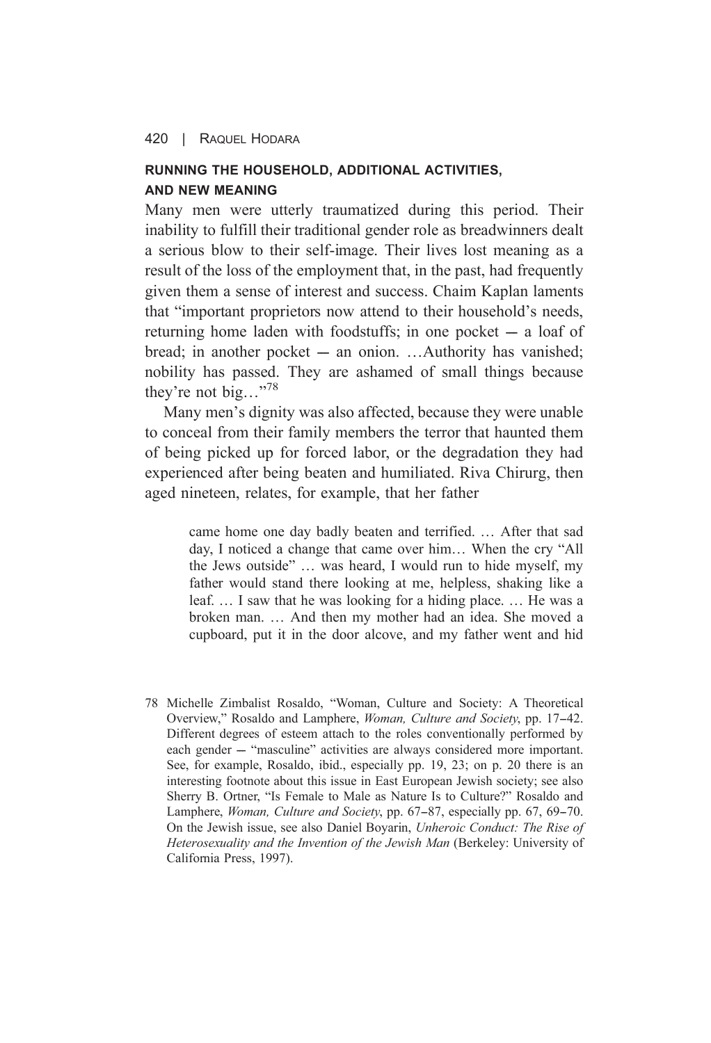### RUNNING THE HOUSEHOLD, ADDITIONAL ACTIVITIES, AND NEW MEANING

Many men were utterly traumatized during this period. Their inability to fulfill their traditional gender role as breadwinners dealt a serious blow to their self-image. Their lives lost meaning as a result of the loss of the employment that, in the past, had frequently given them a sense of interest and success. Chaim Kaplan laments that "important proprietors now attend to their household's needs, returning home laden with foodstuffs; in one pocket — a loaf of bread; in another pocket — an onion. …Authority has vanished; nobility has passed. They are ashamed of small things because they're not big…"[78]

Many men's dignity was also affected, because they were unable to conceal from their family members the terror that haunted them of being picked up for forced labor, or the degradation they had experienced after being beaten and humiliated. Riva Chirurg, then aged nineteen, relates, for example, that her father

> came home one day badly beaten and terrified. … After that sad day, I noticed a change that came over him… When the cry "All the Jews outside" … was heard, I would run to hide myself, my father would stand there looking at me, helpless, shaking like a leaf. … I saw that he was looking for a hiding place. … He was a broken man. … And then my mother had an idea. She moved a cupboard, put it in the door alcove, and my father went and hid

78 Michelle Zimbalist Rosaldo, "Woman, Culture and Society: A Theoretical Overview," Rosaldo and Lamphere, *Woman, Culture and Society*, pp. 17–42. Different degrees of esteem attach to the roles conventionally performed by each gender — "masculine" activities are always considered more important. See, for example, Rosaldo, ibid., especially pp. 19, 23; on p. 20 there is an interesting footnote about this issue in East European Jewish society; see also Sherry B. Ortner, "Is Female to Male as Nature Is to Culture?" Rosaldo and Lamphere, *Woman, Culture and Society*, pp. 67–87, especially pp. 67, 69–70. On the Jewish issue, see also Daniel Boyarin, *Unheroic Conduct: The Rise of Heterosexuality and the Invention of the Jewish Man* (Berkeley: University of California Press, 1997).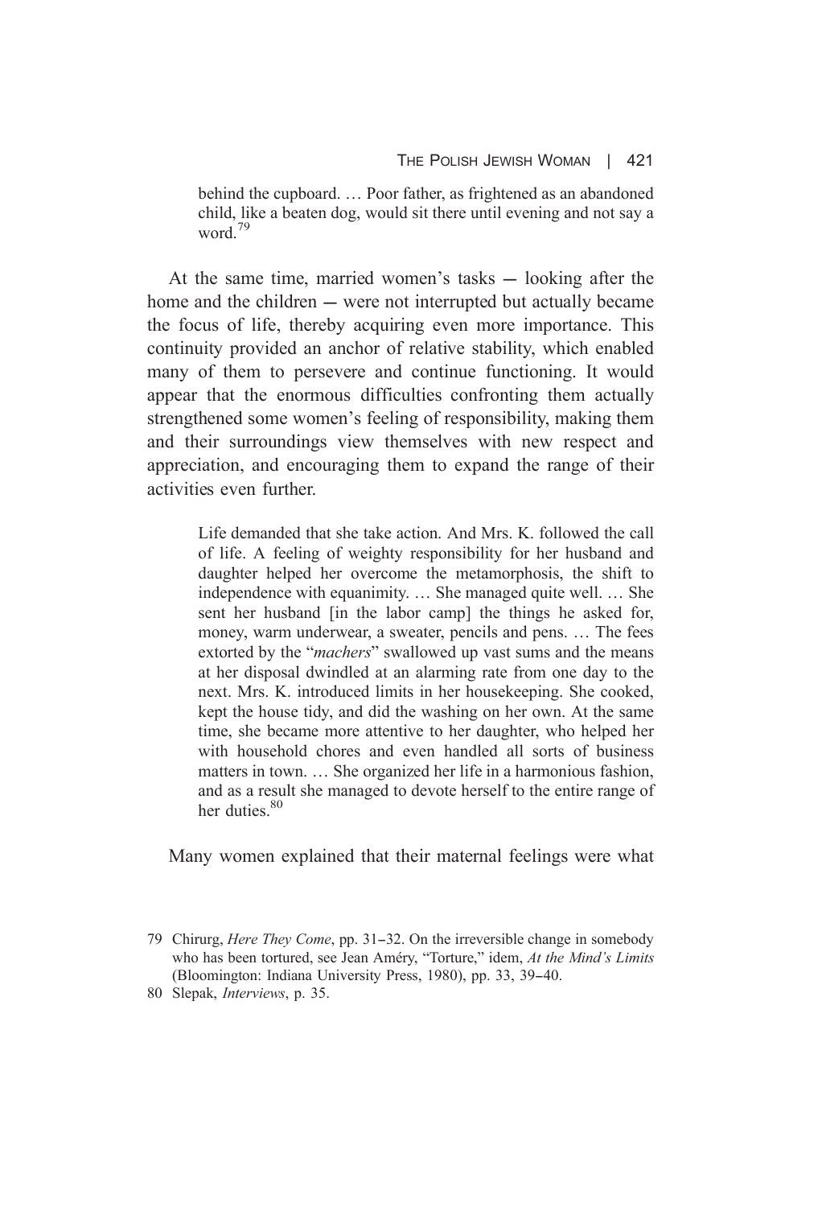> behind the cupboard. … Poor father, as frightened as an abandoned child, like a beaten dog, would sit there until evening and not say a word.[79]

At the same time, married women's tasks — looking after the home and the children — were not interrupted but actually became the focus of life, thereby acquiring even more importance. This continuity provided an anchor of relative stability, which enabled many of them to persevere and continue functioning. It would appear that the enormous difficulties confronting them actually strengthened some women's feeling of responsibility, making them and their surroundings view themselves with new respect and appreciation, and encouraging them to expand the range of their activities even further.

> Life demanded that she take action. And Mrs. K. followed the call of life. A feeling of weighty responsibility for her husband and daughter helped her overcome the metamorphosis, the shift to independence with equanimity. … She managed quite well. … She sent her husband [in the labor camp] the things he asked for, money, warm underwear, a sweater, pencils and pens. … The fees extorted by the "*machers*" swallowed up vast sums and the means at her disposal dwindled at an alarming rate from one day to the next. Mrs. K. introduced limits in her housekeeping. She cooked, kept the house tidy, and did the washing on her own. At the same time, she became more attentive to her daughter, who helped her with household chores and even handled all sorts of business matters in town. … She organized her life in a harmonious fashion, and as a result she managed to devote herself to the entire range of her duties.[80]

Many women explained that their maternal feelings were what

---

79 Chirurg, *Here They Come*, pp. 31–32. On the irreversible change in somebody who has been tortured, see Jean Améry, "Torture," idem, *At the Mind's Limits* (Bloomington: Indiana University Press, 1980), pp. 33, 39–40.

80 Slepak, *Interviews*, p. 35.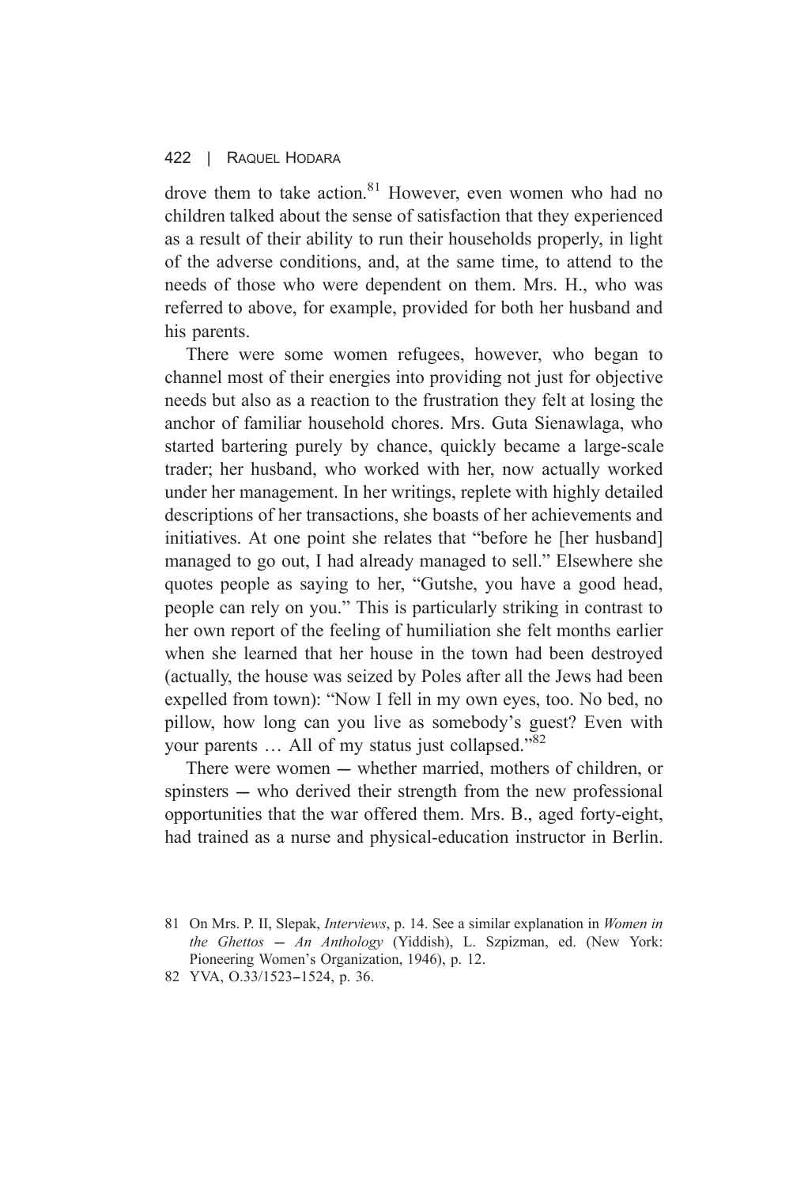drove them to take action.[81] However, even women who had no children talked about the sense of satisfaction that they experienced as a result of their ability to run their households properly, in light of the adverse conditions, and, at the same time, to attend to the needs of those who were dependent on them. Mrs. H., who was referred to above, for example, provided for both her husband and his parents.

There were some women refugees, however, who began to channel most of their energies into providing not just for objective needs but also as a reaction to the frustration they felt at losing the anchor of familiar household chores. Mrs. Guta Sienawlaga, who started bartering purely by chance, quickly became a large-scale trader; her husband, who worked with her, now actually worked under her management. In her writings, replete with highly detailed descriptions of her transactions, she boasts of her achievements and initiatives. At one point she relates that "before he [her husband] managed to go out, I had already managed to sell." Elsewhere she quotes people as saying to her, "Gutshe, you have a good head, people can rely on you." This is particularly striking in contrast to her own report of the feeling of humiliation she felt months earlier when she learned that her house in the town had been destroyed (actually, the house was seized by Poles after all the Jews had been expelled from town): "Now I fell in my own eyes, too. No bed, no pillow, how long can you live as somebody's guest? Even with your parents … All of my status just collapsed."[82]

There were women — whether married, mothers of children, or spinsters — who derived their strength from the new professional opportunities that the war offered them. Mrs. B., aged forty-eight, had trained as a nurse and physical-education instructor in Berlin.

---

81 On Mrs. P. II, Slepak, *Interviews*, p. 14. See a similar explanation in *Women in the Ghettos — An Anthology* (Yiddish), L. Szpizman, ed. (New York: Pioneering Women's Organization, 1946), p. 12.

82 YVA, O.33/1523–1524, p. 36.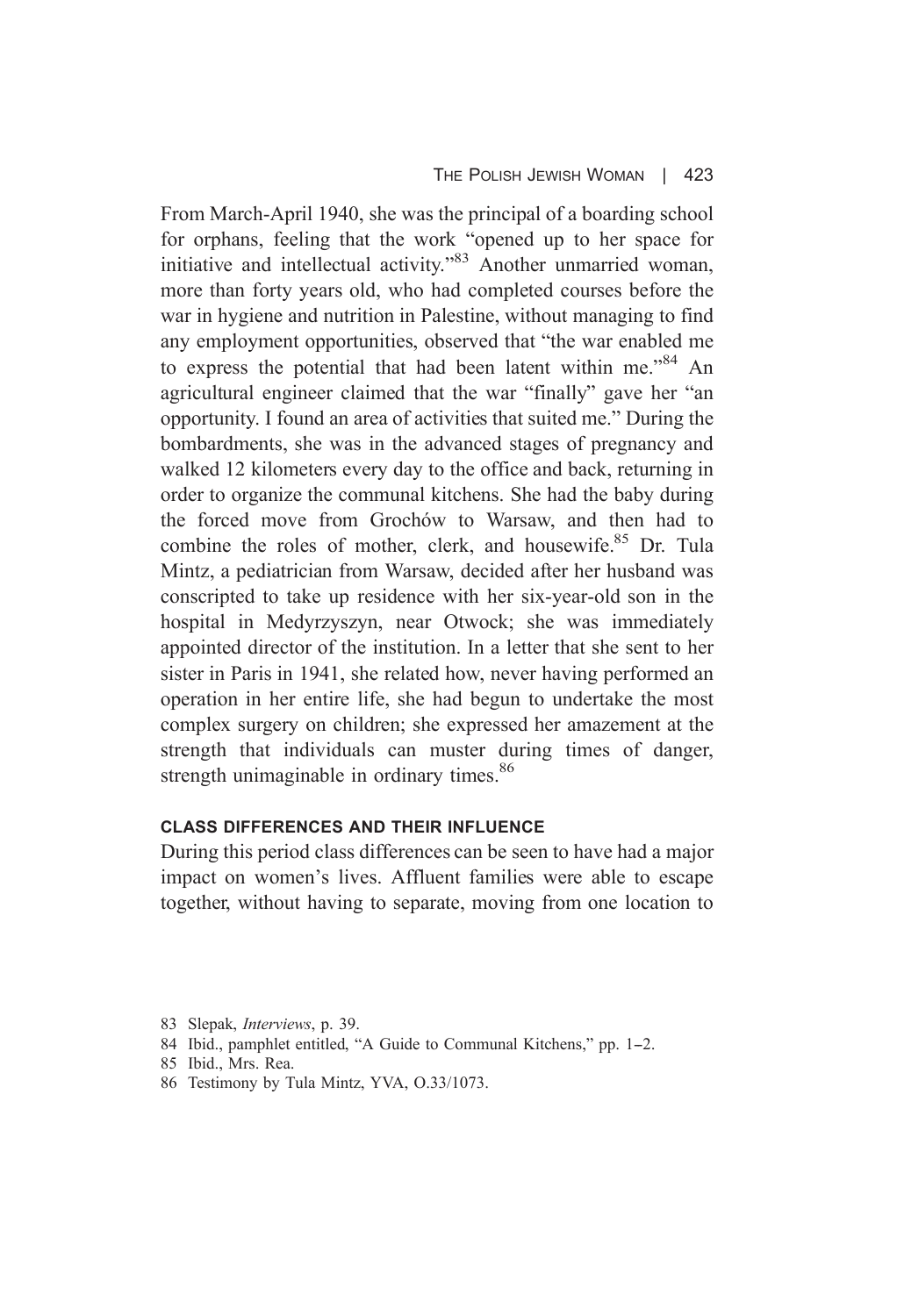From March-April 1940, she was the principal of a boarding school for orphans, feeling that the work "opened up to her space for initiative and intellectual activity."[83] Another unmarried woman, more than forty years old, who had completed courses before the war in hygiene and nutrition in Palestine, without managing to find any employment opportunities, observed that "the war enabled me to express the potential that had been latent within me."[84] An agricultural engineer claimed that the war "finally" gave her "an opportunity. I found an area of activities that suited me." During the bombardments, she was in the advanced stages of pregnancy and walked 12 kilometers every day to the office and back, returning in order to organize the communal kitchens. She had the baby during the forced move from Grochów to Warsaw, and then had to combine the roles of mother, clerk, and housewife.[85] Dr. Tula Mintz, a pediatrician from Warsaw, decided after her husband was conscripted to take up residence with her six-year-old son in the hospital in Medyrzyszyn, near Otwock; she was immediately appointed director of the institution. In a letter that she sent to her sister in Paris in 1941, she related how, never having performed an operation in her entire life, she had begun to undertake the most complex surgery on children; she expressed her amazement at the strength that individuals can muster during times of danger, strength unimaginable in ordinary times.[86]

### CLASS DIFFERENCES AND THEIR INFLUENCE

During this period class differences can be seen to have had a major impact on women's lives. Affluent families were able to escape together, without having to separate, moving from one location to

---

83 Slepak, *Interviews*, p. 39.

84 Ibid., pamphlet entitled, "A Guide to Communal Kitchens," pp. 1–2.

85 Ibid., Mrs. Rea.

86 Testimony by Tula Mintz, YVA, O.33/1073.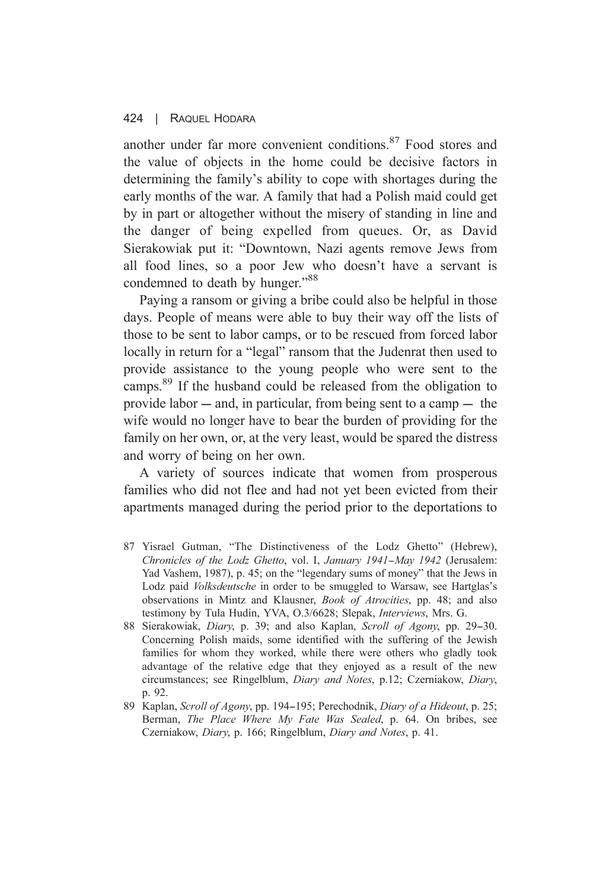another under far more convenient conditions.[87] Food stores and the value of objects in the home could be decisive factors in determining the family's ability to cope with shortages during the early months of the war. A family that had a Polish maid could get by in part or altogether without the misery of standing in line and the danger of being expelled from queues. Or, as David Sierakowiak put it: "Downtown, Nazi agents remove Jews from all food lines, so a poor Jew who doesn't have a servant is condemned to death by hunger."[88]

Paying a ransom or giving a bribe could also be helpful in those days. People of means were able to buy their way off the lists of those to be sent to labor camps, or to be rescued from forced labor locally in return for a "legal" ransom that the Judenrat then used to provide assistance to the young people who were sent to the camps.[89] If the husband could be released from the obligation to provide labor — and, in particular, from being sent to a camp — the wife would no longer have to bear the burden of providing for the family on her own, or, at the very least, would be spared the distress and worry of being on her own.

A variety of sources indicate that women from prosperous families who did not flee and had not yet been evicted from their apartments managed during the period prior to the deportations to

87 Yisrael Gutman, "The Distinctiveness of the Lodz Ghetto" (Hebrew), *Chronicles of the Lodz Ghetto*, vol. I, *January 1941–May 1942* (Jerusalem: Yad Vashem, 1987), p. 45; on the "legendary sums of money" that the Jews in Lodz paid *Volksdeutsche* in order to be smuggled to Warsaw, see Hartglas's observations in Mintz and Klausner, *Book of Atrocities*, pp. 48; and also testimony by Tula Hudin, YVA, O.3/6628; Slepak, *Interviews*, Mrs. G.

88 Sierakowiak, *Diary*, p. 39; and also Kaplan, *Scroll of Agony*, pp. 29–30. Concerning Polish maids, some identified with the suffering of the Jewish families for whom they worked, while there were others who gladly took advantage of the relative edge that they enjoyed as a result of the new circumstances; see Ringelblum, *Diary and Notes*, p.12; Czerniakow, *Diary*, p. 92.

89 Kaplan, *Scroll of Agony*, pp. 194–195; Perechodnik, *Diary of a Hideout*, p. 25; Berman, *The Place Where My Fate Was Sealed*, p. 64. On bribes, see Czerniakow, *Diary*, p. 166; Ringelblum, *Diary and Notes*, p. 41.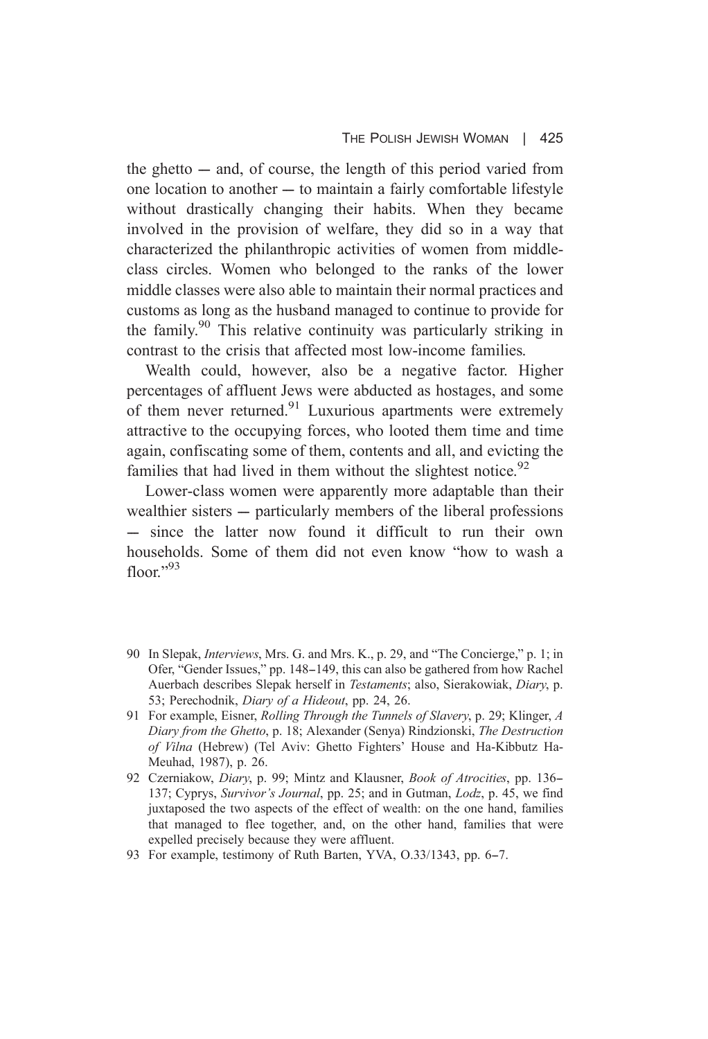the ghetto — and, of course, the length of this period varied from one location to another — to maintain a fairly comfortable lifestyle without drastically changing their habits. When they became involved in the provision of welfare, they did so in a way that characterized the philanthropic activities of women from middle-class circles. Women who belonged to the ranks of the lower middle classes were also able to maintain their normal practices and customs as long as the husband managed to continue to provide for the family.[90] This relative continuity was particularly striking in contrast to the crisis that affected most low-income families.

Wealth could, however, also be a negative factor. Higher percentages of affluent Jews were abducted as hostages, and some of them never returned.[91] Luxurious apartments were extremely attractive to the occupying forces, who looted them time and time again, confiscating some of them, contents and all, and evicting the families that had lived in them without the slightest notice.[92]

Lower-class women were apparently more adaptable than their wealthier sisters — particularly members of the liberal professions — since the latter now found it difficult to run their own households. Some of them did not even know "how to wash a floor."[93]

90 In Slepak, *Interviews*, Mrs. G. and Mrs. K., p. 29, and "The Concierge," p. 1; in Ofer, "Gender Issues," pp. 148–149, this can also be gathered from how Rachel Auerbach describes Slepak herself in *Testaments*; also, Sierakowiak, *Diary*, p. 53; Perechodnik, *Diary of a Hideout*, pp. 24, 26.

91 For example, Eisner, *Rolling Through the Tunnels of Slavery*, p. 29; Klinger, *A Diary from the Ghetto*, p. 18; Alexander (Senya) Rindzionski, *The Destruction of Vilna* (Hebrew) (Tel Aviv: Ghetto Fighters' House and Ha-Kibbutz Ha-Meuhad, 1987), p. 26.

92 Czerniakow, *Diary*, p. 99; Mintz and Klausner, *Book of Atrocities*, pp. 136–137; Cyprys, *Survivor's Journal*, pp. 25; and in Gutman, *Lodz*, p. 45, we find juxtaposed the two aspects of the effect of wealth: on the one hand, families that managed to flee together, and, on the other hand, families that were expelled precisely because they were affluent.

93 For example, testimony of Ruth Barten, YVA, O.33/1343, pp. 6–7.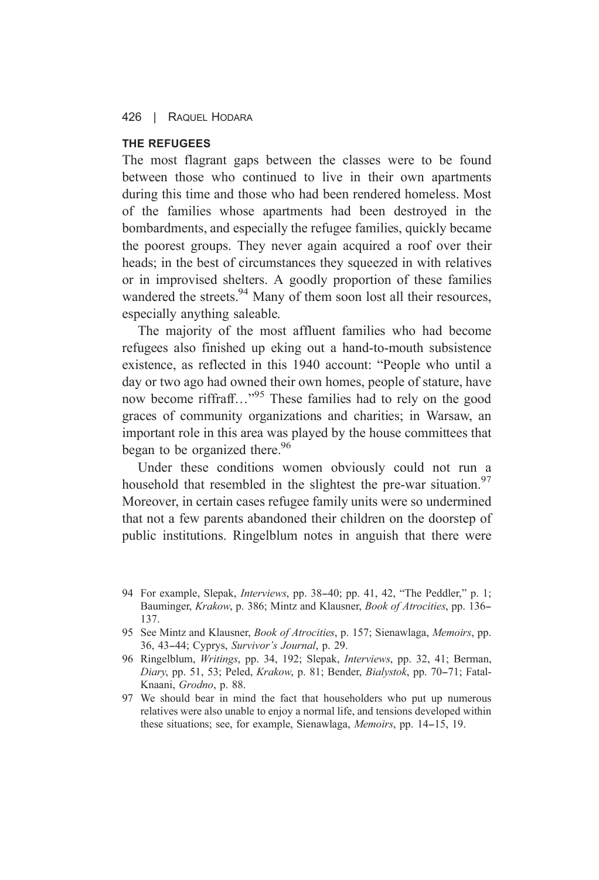### THE REFUGEES

The most flagrant gaps between the classes were to be found between those who continued to live in their own apartments during this time and those who had been rendered homeless. Most of the families whose apartments had been destroyed in the bombardments, and especially the refugee families, quickly became the poorest groups. They never again acquired a roof over their heads; in the best of circumstances they squeezed in with relatives or in improvised shelters. A goodly proportion of these families wandered the streets.[94] Many of them soon lost all their resources, especially anything saleable.

The majority of the most affluent families who had become refugees also finished up eking out a hand-to-mouth subsistence existence, as reflected in this 1940 account: "People who until a day or two ago had owned their own homes, people of stature, have now become riffraff…"[95] These families had to rely on the good graces of community organizations and charities; in Warsaw, an important role in this area was played by the house committees that began to be organized there.[96]

Under these conditions women obviously could not run a household that resembled in the slightest the pre-war situation.[97] Moreover, in certain cases refugee family units were so undermined that not a few parents abandoned their children on the doorstep of public institutions. Ringelblum notes in anguish that there were

---

94 For example, Slepak, *Interviews*, pp. 38–40; pp. 41, 42, "The Peddler," p. 1; Bauminger, *Krakow*, p. 386; Mintz and Klausner, *Book of Atrocities*, pp. 136–137.

95 See Mintz and Klausner, *Book of Atrocities*, p. 157; Sienawlaga, *Memoirs*, pp. 36, 43–44; Cyprys, *Survivor's Journal*, p. 29.

96 Ringelblum, *Writings*, pp. 34, 192; Slepak, *Interviews*, pp. 32, 41; Berman, *Diary*, pp. 51, 53; Peled, *Krakow*, p. 81; Bender, *Bialystok*, pp. 70–71; Fatal-Knaani, *Grodno*, p. 88.

97 We should bear in mind the fact that householders who put up numerous relatives were also unable to enjoy a normal life, and tensions developed within these situations; see, for example, Sienawlaga, *Memoirs*, pp. 14–15, 19.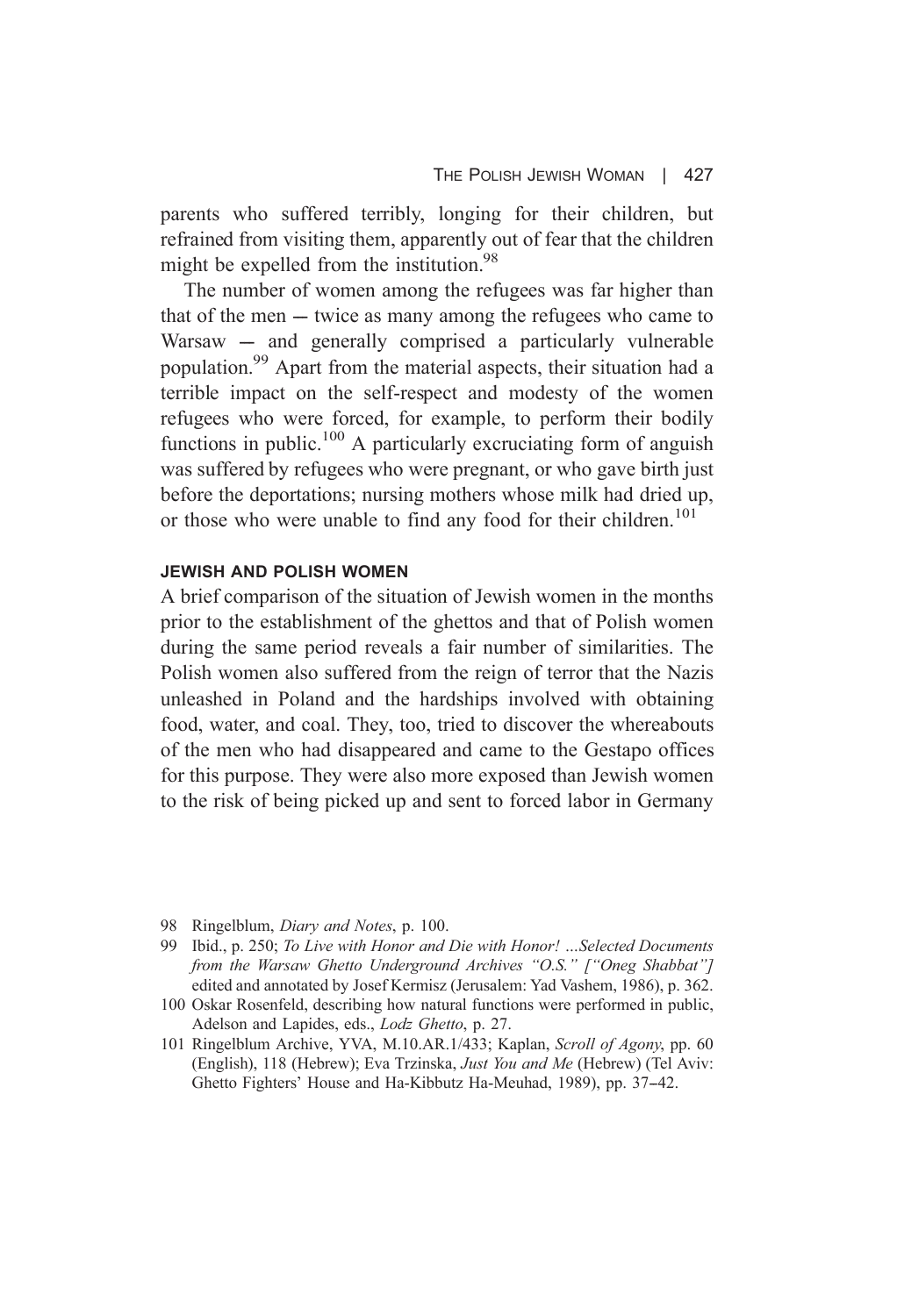parents who suffered terribly, longing for their children, but refrained from visiting them, apparently out of fear that the children might be expelled from the institution.[98]

The number of women among the refugees was far higher than that of the men — twice as many among the refugees who came to Warsaw — and generally comprised a particularly vulnerable population.[99] Apart from the material aspects, their situation had a terrible impact on the self-respect and modesty of the women refugees who were forced, for example, to perform their bodily functions in public.[100] A particularly excruciating form of anguish was suffered by refugees who were pregnant, or who gave birth just before the deportations; nursing mothers whose milk had dried up, or those who were unable to find any food for their children.[101]

### JEWISH AND POLISH WOMEN

A brief comparison of the situation of Jewish women in the months prior to the establishment of the ghettos and that of Polish women during the same period reveals a fair number of similarities. The Polish women also suffered from the reign of terror that the Nazis unleashed in Poland and the hardships involved with obtaining food, water, and coal. They, too, tried to discover the whereabouts of the men who had disappeared and came to the Gestapo offices for this purpose. They were also more exposed than Jewish women to the risk of being picked up and sent to forced labor in Germany

---

98 Ringelblum, *Diary and Notes*, p. 100.

99 Ibid., p. 250; *To Live with Honor and Die with Honor! ...Selected Documents from the Warsaw Ghetto Underground Archives "O.S." ["Oneg Shabbat"]* edited and annotated by Josef Kermisz (Jerusalem: Yad Vashem, 1986), p. 362.

100 Oskar Rosenfeld, describing how natural functions were performed in public, Adelson and Lapides, eds., *Lodz Ghetto*, p. 27.

101 Ringelblum Archive, YVA, M.10.AR.1/433; Kaplan, *Scroll of Agony*, pp. 60 (English), 118 (Hebrew); Eva Trzinska, *Just You and Me* (Hebrew) (Tel Aviv: Ghetto Fighters' House and Ha-Kibbutz Ha-Meuhad, 1989), pp. 37–42.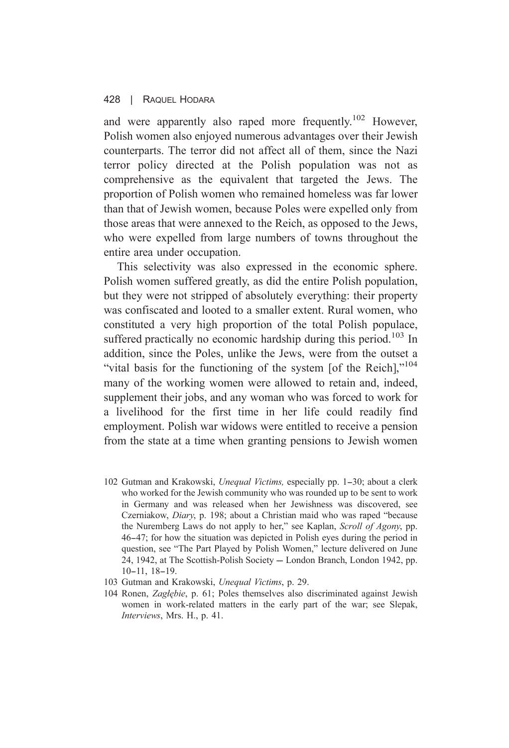and were apparently also raped more frequently.[102] However, Polish women also enjoyed numerous advantages over their Jewish counterparts. The terror did not affect all of them, since the Nazi terror policy directed at the Polish population was not as comprehensive as the equivalent that targeted the Jews. The proportion of Polish women who remained homeless was far lower than that of Jewish women, because Poles were expelled only from those areas that were annexed to the Reich, as opposed to the Jews, who were expelled from large numbers of towns throughout the entire area under occupation.

This selectivity was also expressed in the economic sphere. Polish women suffered greatly, as did the entire Polish population, but they were not stripped of absolutely everything: their property was confiscated and looted to a smaller extent. Rural women, who constituted a very high proportion of the total Polish populace, suffered practically no economic hardship during this period.[103] In addition, since the Poles, unlike the Jews, were from the outset a "vital basis for the functioning of the system [of the Reich],"[104] many of the working women were allowed to retain and, indeed, supplement their jobs, and any woman who was forced to work for a livelihood for the first time in her life could readily find employment. Polish war widows were entitled to receive a pension from the state at a time when granting pensions to Jewish women

102 Gutman and Krakowski, *Unequal Victims,* especially pp. 1–30; about a clerk who worked for the Jewish community who was rounded up to be sent to work in Germany and was released when her Jewishness was discovered, see Czerniakow, *Diary*, p. 198; about a Christian maid who was raped "because the Nuremberg Laws do not apply to her," see Kaplan, *Scroll of Agony*, pp. 46–47; for how the situation was depicted in Polish eyes during the period in question, see "The Part Played by Polish Women," lecture delivered on June 24, 1942, at The Scottish-Polish Society — London Branch, London 1942, pp. 10–11, 18–19.

103 Gutman and Krakowski, *Unequal Victims*, p. 29.

104 Ronen, *Zagłębie*, p. 61; Poles themselves also discriminated against Jewish women in work-related matters in the early part of the war; see Slepak, *Interviews*, Mrs. H., p. 41.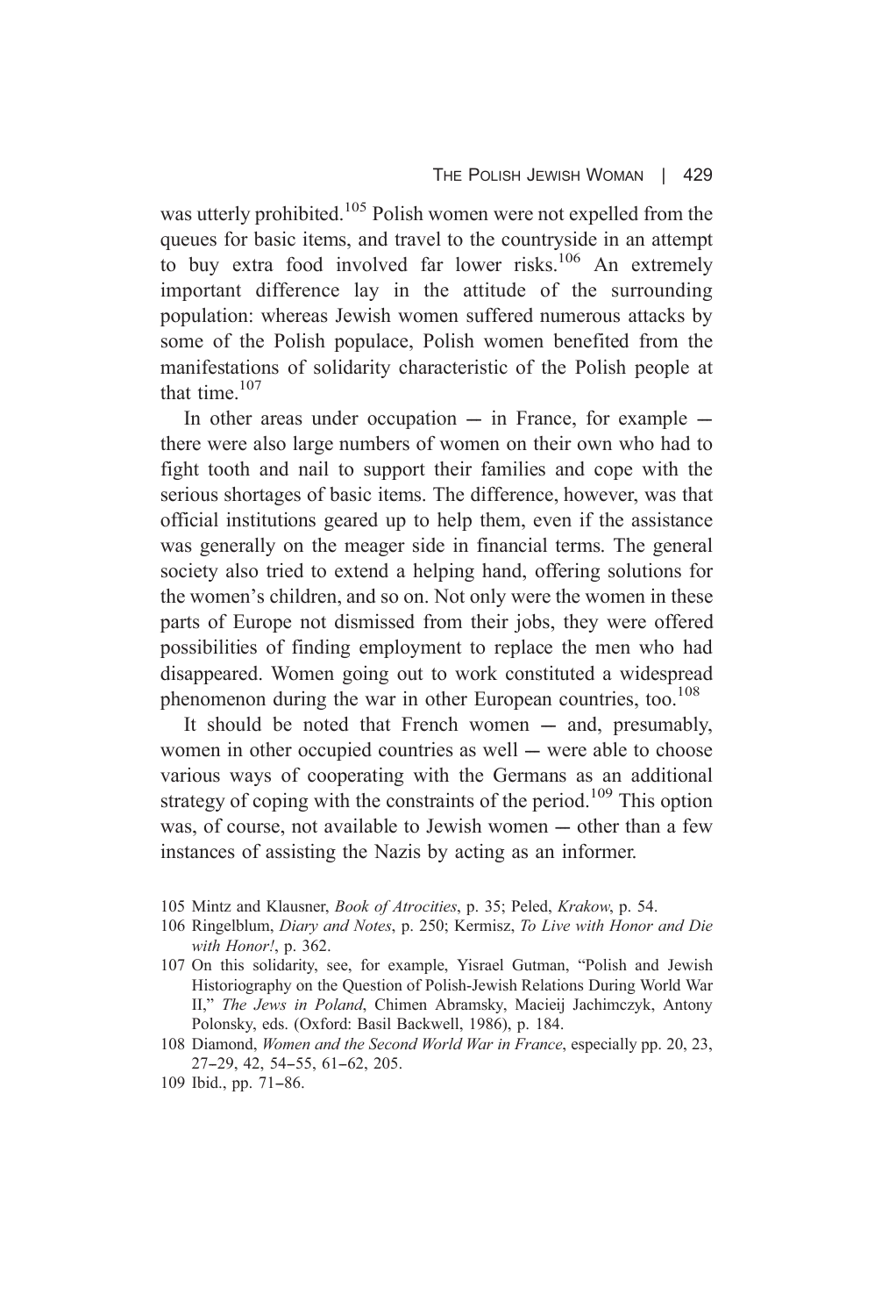was utterly prohibited.[105] Polish women were not expelled from the queues for basic items, and travel to the countryside in an attempt to buy extra food involved far lower risks.[106] An extremely important difference lay in the attitude of the surrounding population: whereas Jewish women suffered numerous attacks by some of the Polish populace, Polish women benefited from the manifestations of solidarity characteristic of the Polish people at that time.[107]

In other areas under occupation — in France, for example — there were also large numbers of women on their own who had to fight tooth and nail to support their families and cope with the serious shortages of basic items. The difference, however, was that official institutions geared up to help them, even if the assistance was generally on the meager side in financial terms. The general society also tried to extend a helping hand, offering solutions for the women's children, and so on. Not only were the women in these parts of Europe not dismissed from their jobs, they were offered possibilities of finding employment to replace the men who had disappeared. Women going out to work constituted a widespread phenomenon during the war in other European countries, too.[108]

It should be noted that French women — and, presumably, women in other occupied countries as well — were able to choose various ways of cooperating with the Germans as an additional strategy of coping with the constraints of the period.[109] This option was, of course, not available to Jewish women — other than a few instances of assisting the Nazis by acting as an informer.

105 Mintz and Klausner, *Book of Atrocities*, p. 35; Peled, *Krakow*, p. 54.

106 Ringelblum, *Diary and Notes*, p. 250; Kermisz, *To Live with Honor and Die with Honor!*, p. 362.

107 On this solidarity, see, for example, Yisrael Gutman, "Polish and Jewish Historiography on the Question of Polish-Jewish Relations During World War II," *The Jews in Poland*, Chimen Abramsky, Macieij Jachimczyk, Antony Polonsky, eds. (Oxford: Basil Backwell, 1986), p. 184.

108 Diamond, *Women and the Second World War in France*, especially pp. 20, 23, 27–29, 42, 54–55, 61–62, 205.

109 Ibid., pp. 71–86.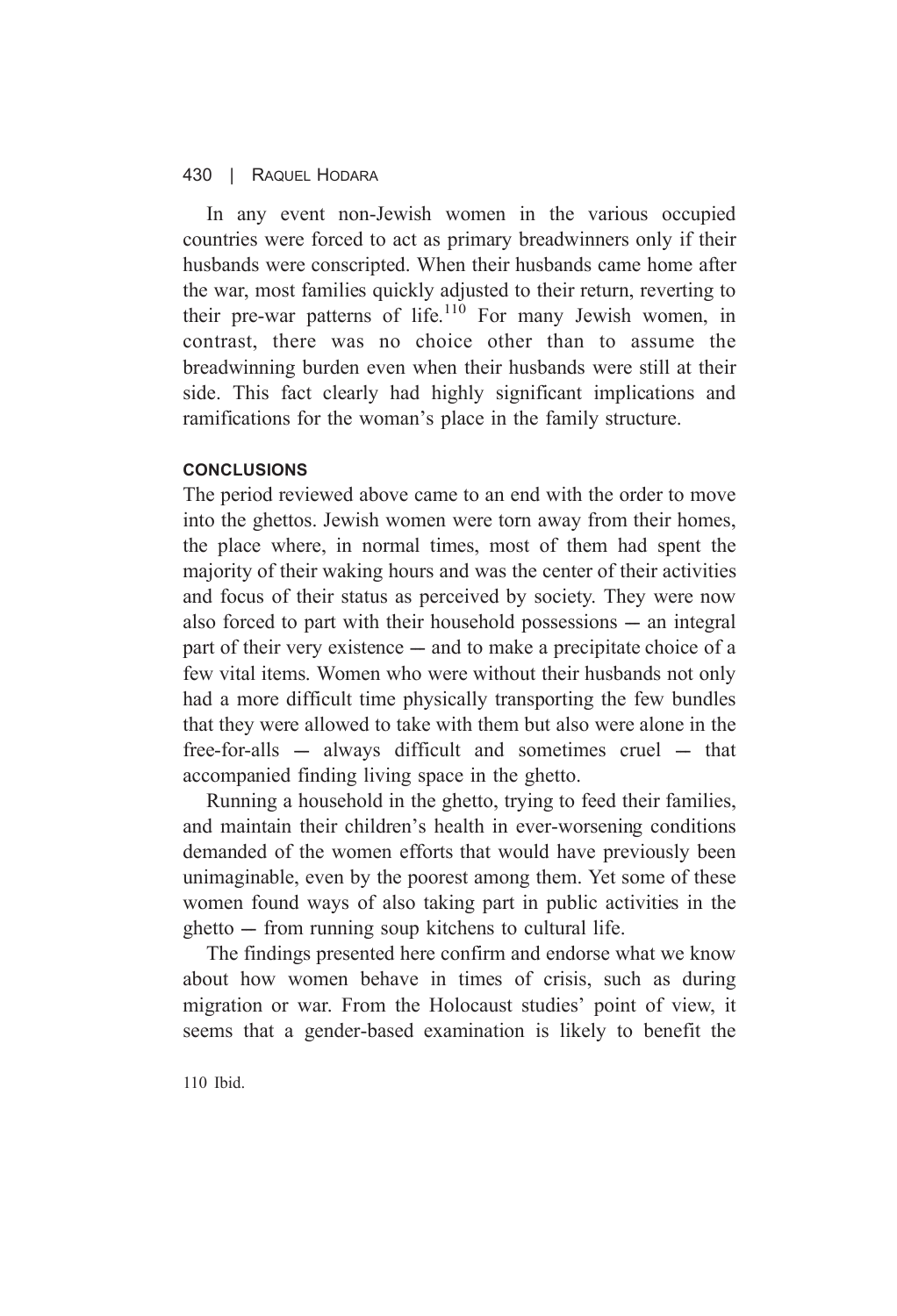In any event non-Jewish women in the various occupied countries were forced to act as primary breadwinners only if their husbands were conscripted. When their husbands came home after the war, most families quickly adjusted to their return, reverting to their pre-war patterns of life.[110] For many Jewish women, in contrast, there was no choice other than to assume the breadwinning burden even when their husbands were still at their side. This fact clearly had highly significant implications and ramifications for the woman's place in the family structure.

## CONCLUSIONS

The period reviewed above came to an end with the order to move into the ghettos. Jewish women were torn away from their homes, the place where, in normal times, most of them had spent the majority of their waking hours and was the center of their activities and focus of their status as perceived by society. They were now also forced to part with their household possessions — an integral part of their very existence — and to make a precipitate choice of a few vital items. Women who were without their husbands not only had a more difficult time physically transporting the few bundles that they were allowed to take with them but also were alone in the free-for-alls — always difficult and sometimes cruel — that accompanied finding living space in the ghetto.

Running a household in the ghetto, trying to feed their families, and maintain their children's health in ever-worsening conditions demanded of the women efforts that would have previously been unimaginable, even by the poorest among them. Yet some of these women found ways of also taking part in public activities in the ghetto — from running soup kitchens to cultural life.

The findings presented here confirm and endorse what we know about how women behave in times of crisis, such as during migration or war. From the Holocaust studies' point of view, it seems that a gender-based examination is likely to benefit the

110 Ibid.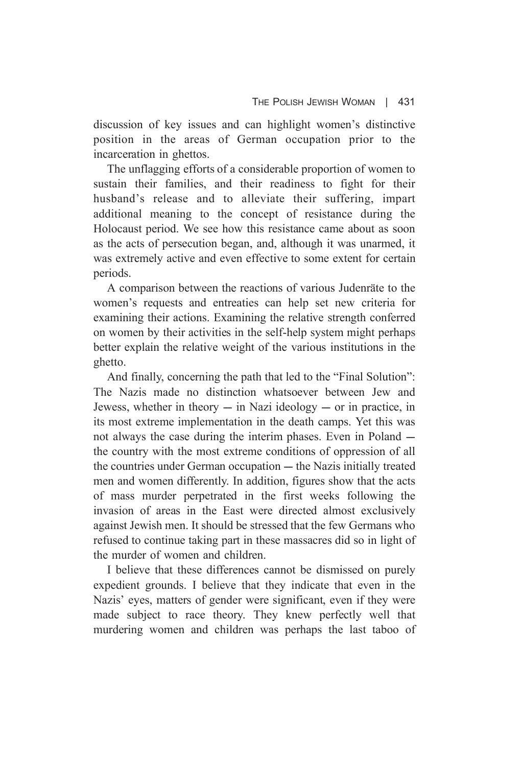discussion of key issues and can highlight women's distinctive position in the areas of German occupation prior to the incarceration in ghettos.

The unflagging efforts of a considerable proportion of women to sustain their families, and their readiness to fight for their husband's release and to alleviate their suffering, impart additional meaning to the concept of resistance during the Holocaust period. We see how this resistance came about as soon as the acts of persecution began, and, although it was unarmed, it was extremely active and even effective to some extent for certain periods.

A comparison between the reactions of various Judenräte to the women's requests and entreaties can help set new criteria for examining their actions. Examining the relative strength conferred on women by their activities in the self-help system might perhaps better explain the relative weight of the various institutions in the ghetto.

And finally, concerning the path that led to the "Final Solution": The Nazis made no distinction whatsoever between Jew and Jewess, whether in theory — in Nazi ideology — or in practice, in its most extreme implementation in the death camps. Yet this was not always the case during the interim phases. Even in Poland — the country with the most extreme conditions of oppression of all the countries under German occupation — the Nazis initially treated men and women differently. In addition, figures show that the acts of mass murder perpetrated in the first weeks following the invasion of areas in the East were directed almost exclusively against Jewish men. It should be stressed that the few Germans who refused to continue taking part in these massacres did so in light of the murder of women and children.

I believe that these differences cannot be dismissed on purely expedient grounds. I believe that they indicate that even in the Nazis' eyes, matters of gender were significant, even if they were made subject to race theory. They knew perfectly well that murdering women and children was perhaps the last taboo of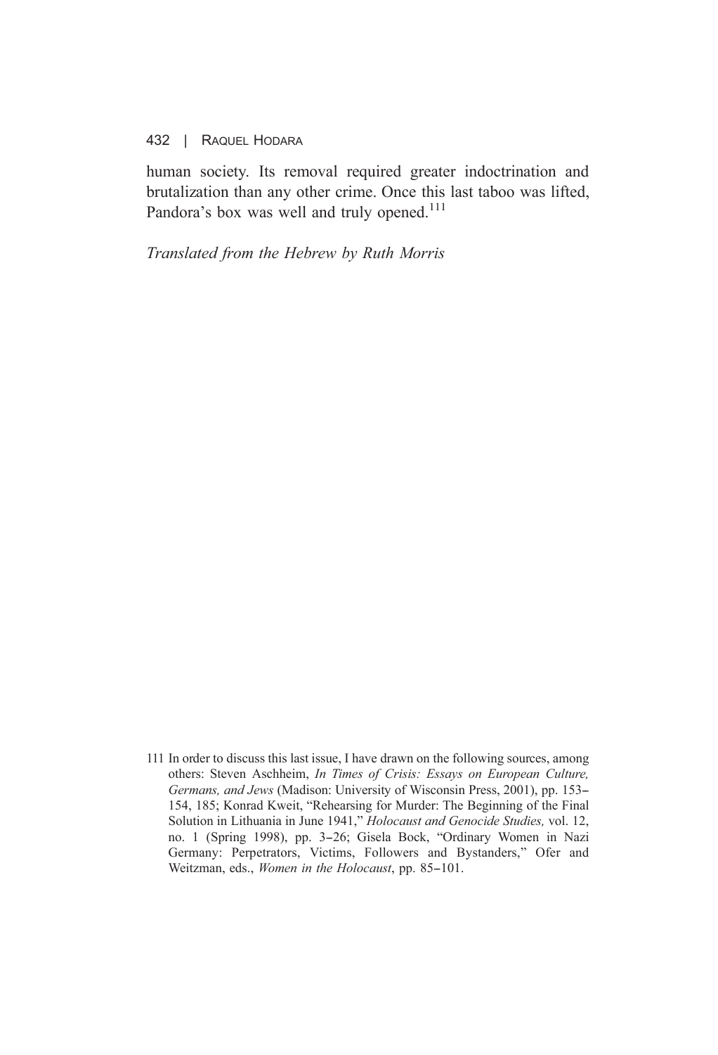human society. Its removal required greater indoctrination and brutalization than any other crime. Once this last taboo was lifted, Pandora's box was well and truly opened.[111]

*Translated from the Hebrew by Ruth Morris*

111 In order to discuss this last issue, I have drawn on the following sources, among others: Steven Aschheim, *In Times of Crisis: Essays on European Culture, Germans, and Jews* (Madison: University of Wisconsin Press, 2001), pp. 153–154, 185; Konrad Kweit, "Rehearsing for Murder: The Beginning of the Final Solution in Lithuania in June 1941," *Holocaust and Genocide Studies,* vol. 12, no. 1 (Spring 1998), pp. 3–26; Gisela Bock, "Ordinary Women in Nazi Germany: Perpetrators, Victims, Followers and Bystanders," Ofer and Weitzman, eds., *Women in the Holocaust*, pp. 85–101.